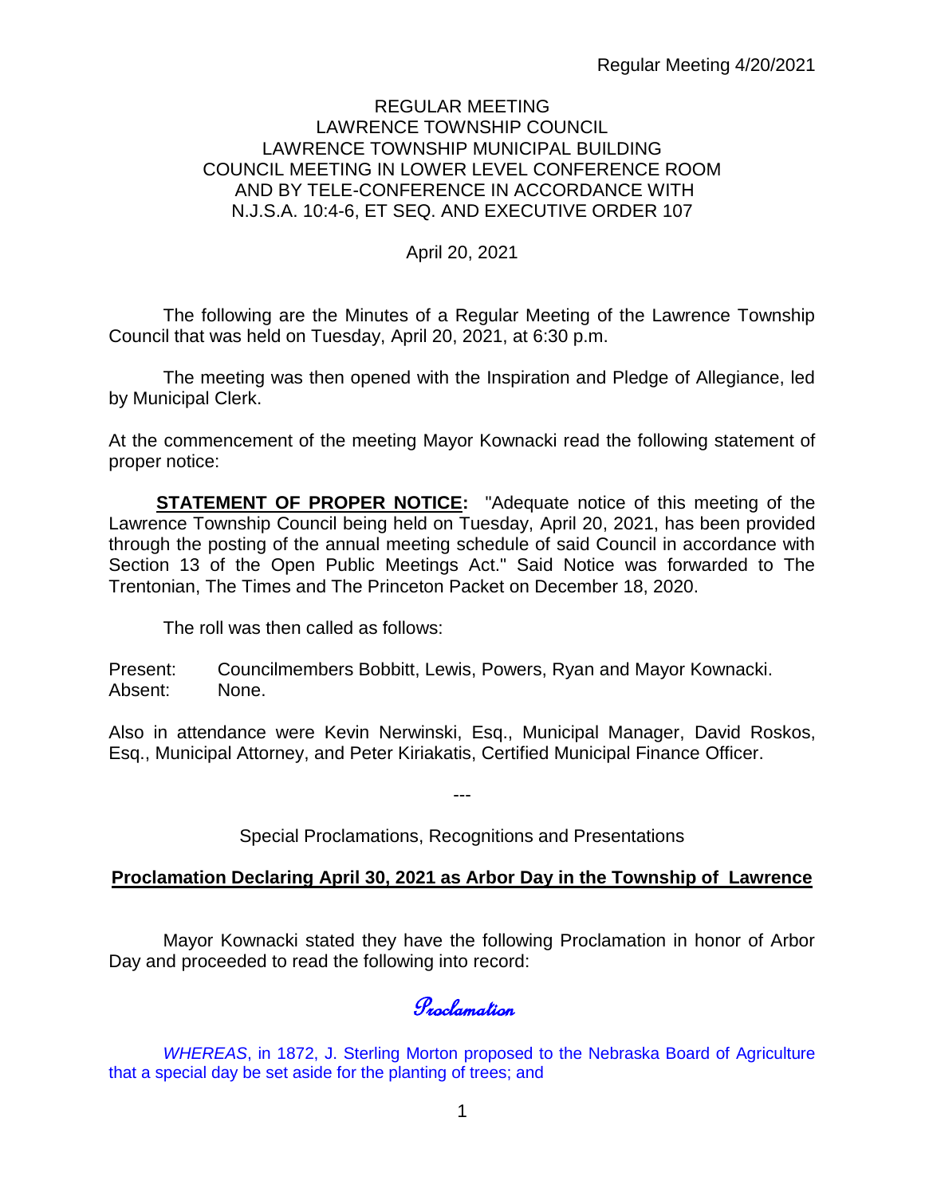REGULAR MEETING
LAWRENCE TOWNSHIP COUNCIL
LAWRENCE TOWNSHIP MUNICIPAL BUILDING
COUNCIL MEETING IN LOWER LEVEL CONFERENCE ROOM
AND BY TELE-CONFERENCE IN ACCORDANCE WITH
N.J.S.A. 10:4-6, ET SEQ. AND EXECUTIVE ORDER 107

April 20, 2021

The following are the Minutes of a Regular Meeting of the Lawrence Township Council that was held on Tuesday, April 20, 2021, at 6:30 p.m.

The meeting was then opened with the Inspiration and Pledge of Allegiance, led by Municipal Clerk.

At the commencement of the meeting Mayor Kownacki read the following statement of proper notice:

**STATEMENT OF PROPER NOTICE:** "Adequate notice of this meeting of the Lawrence Township Council being held on Tuesday, April 20, 2021, has been provided through the posting of the annual meeting schedule of said Council in accordance with Section 13 of the Open Public Meetings Act." Said Notice was forwarded to The Trentonian, The Times and The Princeton Packet on December 18, 2020.

The roll was then called as follows:

Present: Councilmembers Bobbitt, Lewis, Powers, Ryan and Mayor Kownacki.
Absent: None.

Also in attendance were Kevin Nerwinski, Esq., Municipal Manager, David Roskos, Esq., Municipal Attorney, and Peter Kiriakatis, Certified Municipal Finance Officer.

---

Special Proclamations, Recognitions and Presentations

**Proclamation Declaring April 30, 2021 as Arbor Day in the Township of Lawrence**

Mayor Kownacki stated they have the following Proclamation in honor of Arbor Day and proceeded to read the following into record:

*Proclamation*

*WHEREAS*, in 1872, J. Sterling Morton proposed to the Nebraska Board of Agriculture that a special day be set aside for the planting of trees; and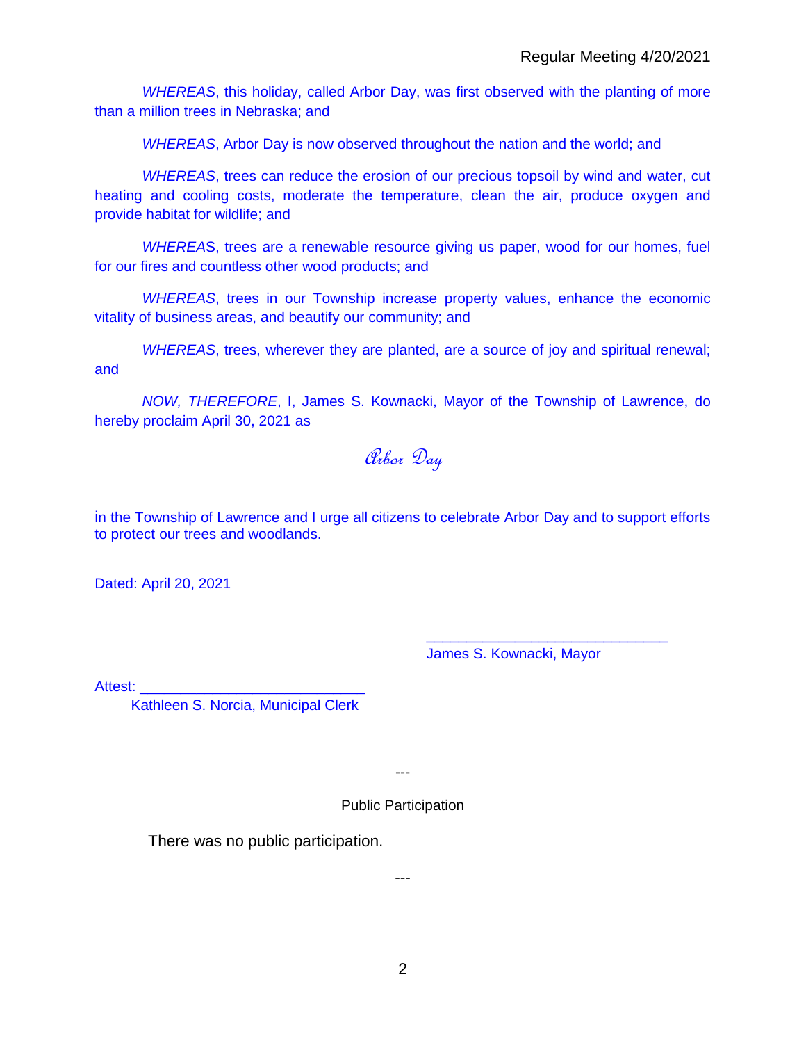*WHEREAS*, this holiday, called Arbor Day, was first observed with the planting of more than a million trees in Nebraska; and

*WHEREAS*, Arbor Day is now observed throughout the nation and the world; and

*WHEREAS*, trees can reduce the erosion of our precious topsoil by wind and water, cut heating and cooling costs, moderate the temperature, clean the air, produce oxygen and provide habitat for wildlife; and

*WHEREAS*, trees are a renewable resource giving us paper, wood for our homes, fuel for our fires and countless other wood products; and

*WHEREAS*, trees in our Township increase property values, enhance the economic vitality of business areas, and beautify our community; and

*WHEREAS*, trees, wherever they are planted, are a source of joy and spiritual renewal; and

*NOW, THEREFORE*, I, James S. Kownacki, Mayor of the Township of Lawrence, do hereby proclaim April 30, 2021 as

*Arbor Day*

in the Township of Lawrence and I urge all citizens to celebrate Arbor Day and to support efforts to protect our trees and woodlands.

Dated: April 20, 2021

_____________________________
James S. Kownacki, Mayor

Attest: ___________________________
Kathleen S. Norcia, Municipal Clerk

---

Public Participation

There was no public participation.

---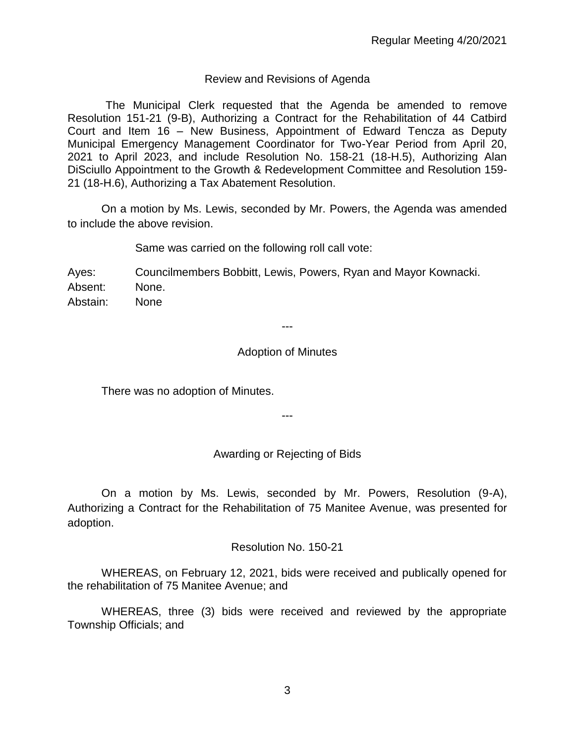## Review and Revisions of Agenda

The Municipal Clerk requested that the Agenda be amended to remove Resolution 151-21 (9-B), Authorizing a Contract for the Rehabilitation of 44 Catbird Court and Item 16 – New Business, Appointment of Edward Tencza as Deputy Municipal Emergency Management Coordinator for Two-Year Period from April 20, 2021 to April 2023, and include Resolution No. 158-21 (18-H.5), Authorizing Alan DiSciullo Appointment to the Growth & Redevelopment Committee and Resolution 159-21 (18-H.6), Authorizing a Tax Abatement Resolution.

On a motion by Ms. Lewis, seconded by Mr. Powers, the Agenda was amended to include the above revision.

Same was carried on the following roll call vote:

Ayes: Councilmembers Bobbitt, Lewis, Powers, Ryan and Mayor Kownacki.
Absent: None.
Abstain: None

---

## Adoption of Minutes

There was no adoption of Minutes.

---

## Awarding or Rejecting of Bids

On a motion by Ms. Lewis, seconded by Mr. Powers, Resolution (9-A), Authorizing a Contract for the Rehabilitation of 75 Manitee Avenue, was presented for adoption.

Resolution No. 150-21

WHEREAS, on February 12, 2021, bids were received and publically opened for the rehabilitation of 75 Manitee Avenue; and

WHEREAS, three (3) bids were received and reviewed by the appropriate Township Officials; and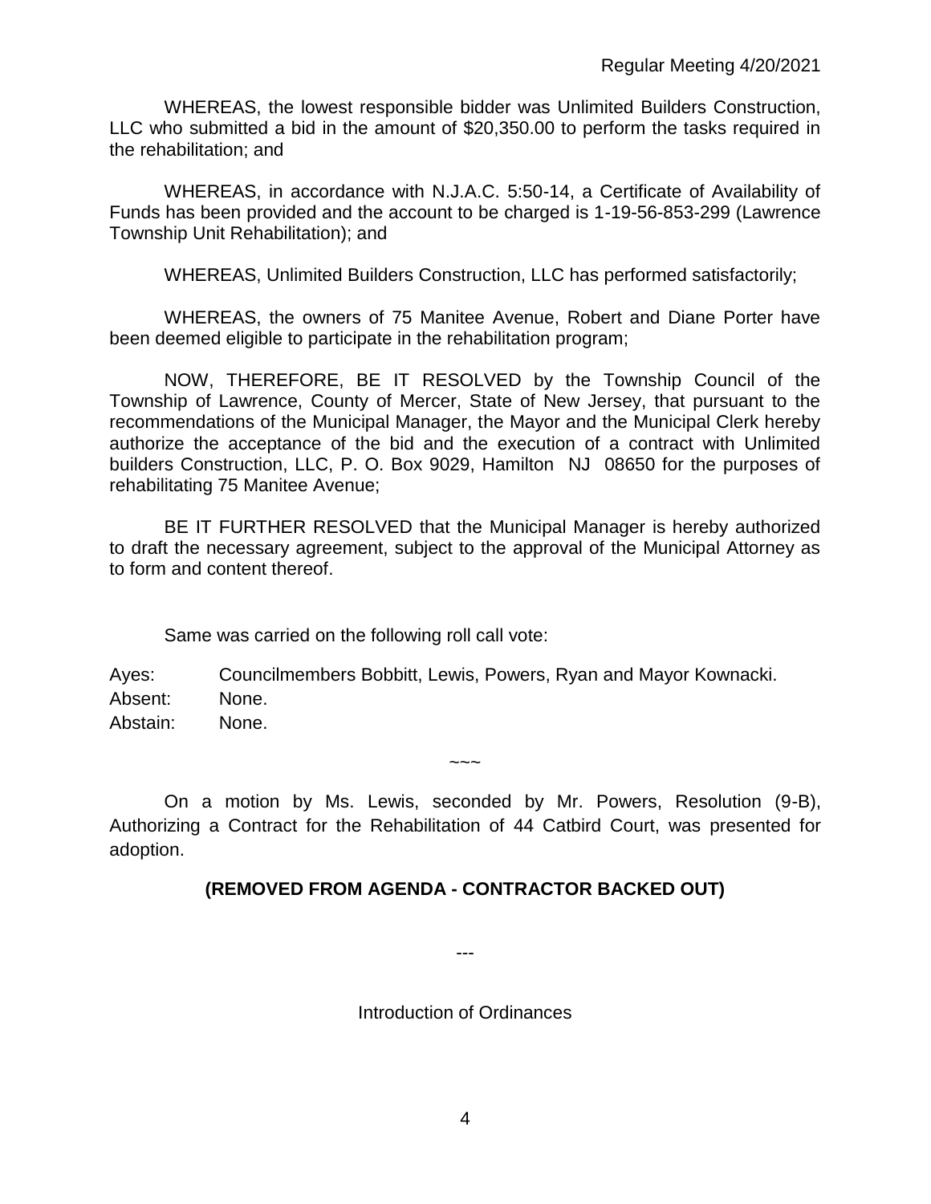WHEREAS, the lowest responsible bidder was Unlimited Builders Construction, LLC who submitted a bid in the amount of $20,350.00 to perform the tasks required in the rehabilitation; and

WHEREAS, in accordance with N.J.A.C. 5:50-14, a Certificate of Availability of Funds has been provided and the account to be charged is 1-19-56-853-299 (Lawrence Township Unit Rehabilitation); and

WHEREAS, Unlimited Builders Construction, LLC has performed satisfactorily;

WHEREAS, the owners of 75 Manitee Avenue, Robert and Diane Porter have been deemed eligible to participate in the rehabilitation program;

NOW, THEREFORE, BE IT RESOLVED by the Township Council of the Township of Lawrence, County of Mercer, State of New Jersey, that pursuant to the recommendations of the Municipal Manager, the Mayor and the Municipal Clerk hereby authorize the acceptance of the bid and the execution of a contract with Unlimited builders Construction, LLC, P. O. Box 9029, Hamilton NJ 08650 for the purposes of rehabilitating 75 Manitee Avenue;

BE IT FURTHER RESOLVED that the Municipal Manager is hereby authorized to draft the necessary agreement, subject to the approval of the Municipal Attorney as to form and content thereof.

Same was carried on the following roll call vote:

Ayes: Councilmembers Bobbitt, Lewis, Powers, Ryan and Mayor Kownacki.
Absent: None.
Abstain: None.

~~~

On a motion by Ms. Lewis, seconded by Mr. Powers, Resolution (9-B), Authorizing a Contract for the Rehabilitation of 44 Catbird Court, was presented for adoption.

**(REMOVED FROM AGENDA - CONTRACTOR BACKED OUT)**

---

Introduction of Ordinances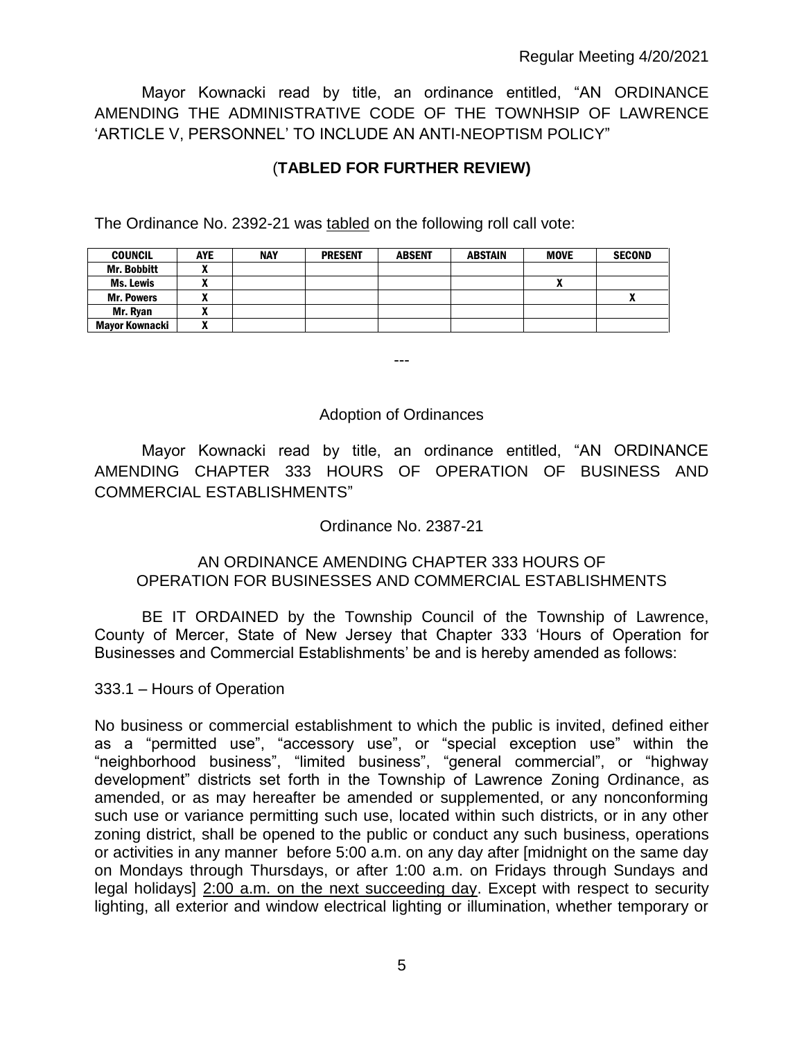Mayor Kownacki read by title, an ordinance entitled, "AN ORDINANCE AMENDING THE ADMINISTRATIVE CODE OF THE TOWNHSIP OF LAWRENCE 'ARTICLE V, PERSONNEL' TO INCLUDE AN ANTI-NEOPTISM POLICY"

(**TABLED FOR FURTHER REVIEW)**

The Ordinance No. 2392-21 was tabled on the following roll call vote:

| COUNCIL | AYE | NAY | PRESENT | ABSENT | ABSTAIN | MOVE | SECOND |
|---|---|---|---|---|---|---|---|
| Mr. Bobbitt | X | | | | | | |
| Ms. Lewis | X | | | | | X | |
| Mr. Powers | X | | | | | | X |
| Mr. Ryan | X | | | | | | |
| Mayor Kownacki | X | | | | | | |

---

Adoption of Ordinances

Mayor Kownacki read by title, an ordinance entitled, "AN ORDINANCE AMENDING CHAPTER 333 HOURS OF OPERATION OF BUSINESS AND COMMERCIAL ESTABLISHMENTS"

Ordinance No. 2387-21

AN ORDINANCE AMENDING CHAPTER 333 HOURS OF OPERATION FOR BUSINESSES AND COMMERCIAL ESTABLISHMENTS

BE IT ORDAINED by the Township Council of the Township of Lawrence, County of Mercer, State of New Jersey that Chapter 333 'Hours of Operation for Businesses and Commercial Establishments' be and is hereby amended as follows:

333.1 – Hours of Operation

No business or commercial establishment to which the public is invited, defined either as a "permitted use", "accessory use", or "special exception use" within the "neighborhood business", "limited business", "general commercial", or "highway development" districts set forth in the Township of Lawrence Zoning Ordinance, as amended, or as may hereafter be amended or supplemented, or any nonconforming such use or variance permitting such use, located within such districts, or in any other zoning district, shall be opened to the public or conduct any such business, operations or activities in any manner before 5:00 a.m. on any day after [midnight on the same day on Mondays through Thursdays, or after 1:00 a.m. on Fridays through Sundays and legal holidays] 2:00 a.m. on the next succeeding day. Except with respect to security lighting, all exterior and window electrical lighting or illumination, whether temporary or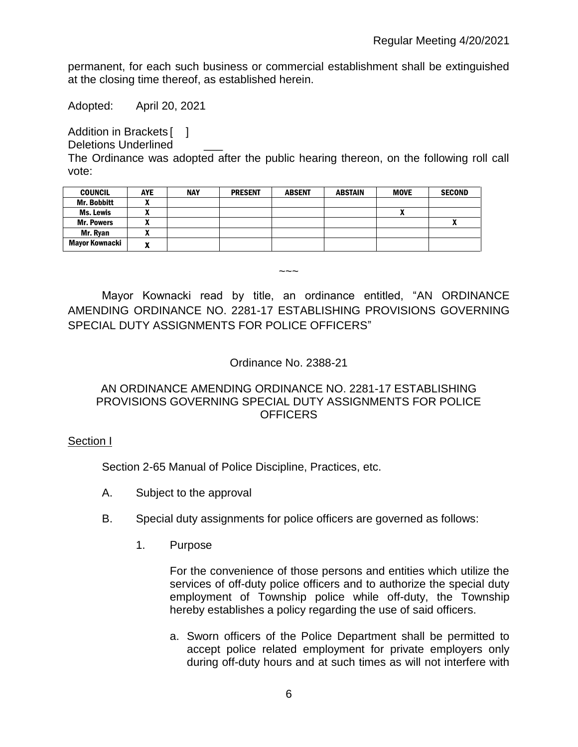permanent, for each such business or commercial establishment shall be extinguished at the closing time thereof, as established herein.

Adopted: April 20, 2021

Addition in Brackets [ ]
Deletions Underlined ___

The Ordinance was adopted after the public hearing thereon, on the following roll call vote:

| COUNCIL | AYE | NAY | PRESENT | ABSENT | ABSTAIN | MOVE | SECOND |
|---|---|---|---|---|---|---|---|
| Mr. Bobbitt | X | | | | | | |
| Ms. Lewis | X | | | | | X | |
| Mr. Powers | X | | | | | | X |
| Mr. Ryan | X | | | | | | |
| Mayor Kownacki | X | | | | | | |

~~~

Mayor Kownacki read by title, an ordinance entitled, "AN ORDINANCE AMENDING ORDINANCE NO. 2281-17 ESTABLISHING PROVISIONS GOVERNING SPECIAL DUTY ASSIGNMENTS FOR POLICE OFFICERS"

Ordinance No. 2388-21

AN ORDINANCE AMENDING ORDINANCE NO. 2281-17 ESTABLISHING PROVISIONS GOVERNING SPECIAL DUTY ASSIGNMENTS FOR POLICE OFFICERS

Section I

Section 2-65 Manual of Police Discipline, Practices, etc.

A. Subject to the approval

B. Special duty assignments for police officers are governed as follows:

1. Purpose

For the convenience of those persons and entities which utilize the services of off-duty police officers and to authorize the special duty employment of Township police while off-duty, the Township hereby establishes a policy regarding the use of said officers.

a. Sworn officers of the Police Department shall be permitted to accept police related employment for private employers only during off-duty hours and at such times as will not interfere with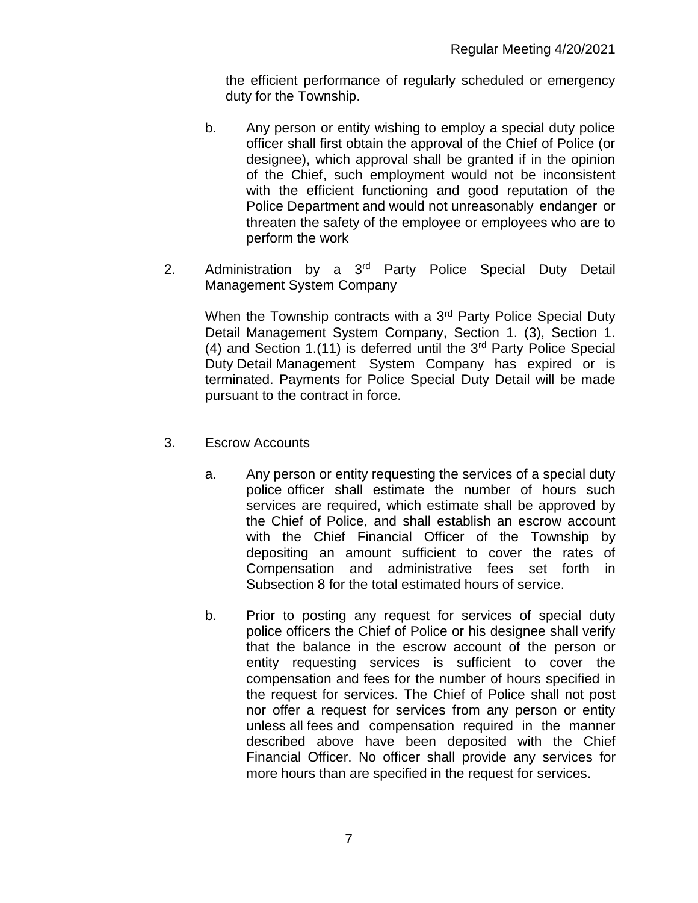the efficient performance of regularly scheduled or emergency duty for the Township.

b. Any person or entity wishing to employ a special duty police officer shall first obtain the approval of the Chief of Police (or designee), which approval shall be granted if in the opinion of the Chief, such employment would not be inconsistent with the efficient functioning and good reputation of the Police Department and would not unreasonably endanger or threaten the safety of the employee or employees who are to perform the work

2. Administration by a 3rd Party Police Special Duty Detail Management System Company

When the Township contracts with a 3rd Party Police Special Duty Detail Management System Company, Section 1. (3), Section 1. (4) and Section 1.(11) is deferred until the 3rd Party Police Special Duty Detail Management System Company has expired or is terminated. Payments for Police Special Duty Detail will be made pursuant to the contract in force.

3. Escrow Accounts

a. Any person or entity requesting the services of a special duty police officer shall estimate the number of hours such services are required, which estimate shall be approved by the Chief of Police, and shall establish an escrow account with the Chief Financial Officer of the Township by depositing an amount sufficient to cover the rates of Compensation and administrative fees set forth in Subsection 8 for the total estimated hours of service.

b. Prior to posting any request for services of special duty police officers the Chief of Police or his designee shall verify that the balance in the escrow account of the person or entity requesting services is sufficient to cover the compensation and fees for the number of hours specified in the request for services. The Chief of Police shall not post nor offer a request for services from any person or entity unless all fees and compensation required in the manner described above have been deposited with the Chief Financial Officer. No officer shall provide any services for more hours than are specified in the request for services.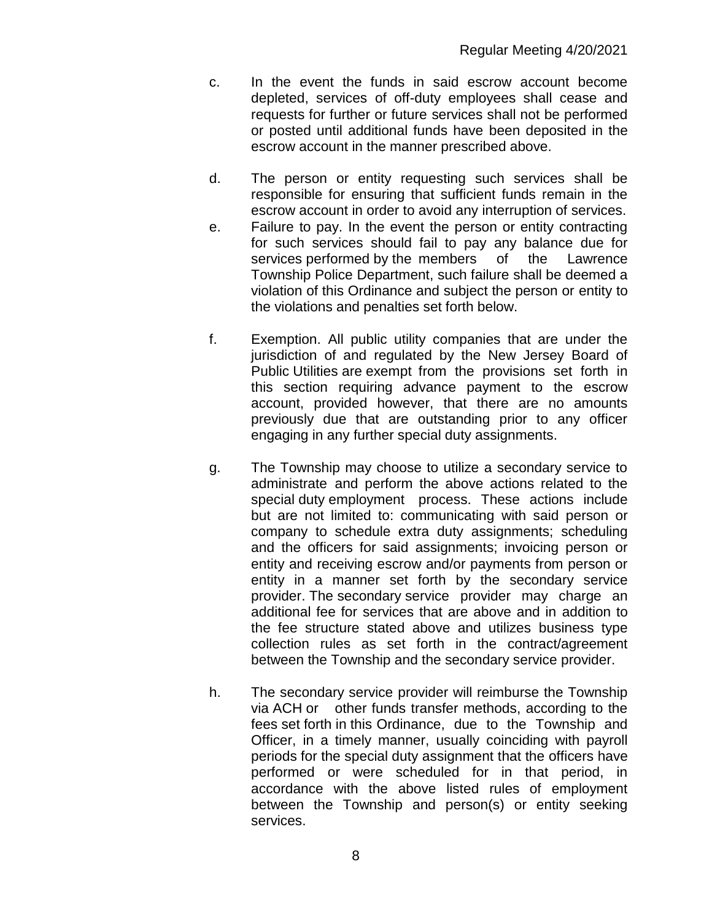c. In the event the funds in said escrow account become depleted, services of off-duty employees shall cease and requests for further or future services shall not be performed or posted until additional funds have been deposited in the escrow account in the manner prescribed above.

d. The person or entity requesting such services shall be responsible for ensuring that sufficient funds remain in the escrow account in order to avoid any interruption of services.

e. Failure to pay. In the event the person or entity contracting for such services should fail to pay any balance due for services performed by the members of the Lawrence Township Police Department, such failure shall be deemed a violation of this Ordinance and subject the person or entity to the violations and penalties set forth below.

f. Exemption. All public utility companies that are under the jurisdiction of and regulated by the New Jersey Board of Public Utilities are exempt from the provisions set forth in this section requiring advance payment to the escrow account, provided however, that there are no amounts previously due that are outstanding prior to any officer engaging in any further special duty assignments.

g. The Township may choose to utilize a secondary service to administrate and perform the above actions related to the special duty employment process. These actions include but are not limited to: communicating with said person or company to schedule extra duty assignments; scheduling and the officers for said assignments; invoicing person or entity and receiving escrow and/or payments from person or entity in a manner set forth by the secondary service provider. The secondary service provider may charge an additional fee for services that are above and in addition to the fee structure stated above and utilizes business type collection rules as set forth in the contract/agreement between the Township and the secondary service provider.

h. The secondary service provider will reimburse the Township via ACH or other funds transfer methods, according to the fees set forth in this Ordinance, due to the Township and Officer, in a timely manner, usually coinciding with payroll periods for the special duty assignment that the officers have performed or were scheduled for in that period, in accordance with the above listed rules of employment between the Township and person(s) or entity seeking services.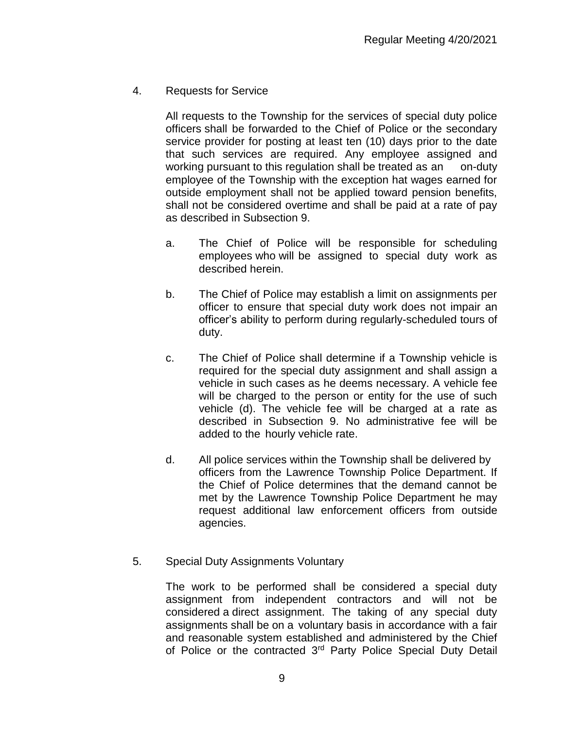4. Requests for Service

All requests to the Township for the services of special duty police officers shall be forwarded to the Chief of Police or the secondary service provider for posting at least ten (10) days prior to the date that such services are required. Any employee assigned and working pursuant to this regulation shall be treated as an on-duty employee of the Township with the exception hat wages earned for outside employment shall not be applied toward pension benefits, shall not be considered overtime and shall be paid at a rate of pay as described in Subsection 9.

a. The Chief of Police will be responsible for scheduling employees who will be assigned to special duty work as described herein.

b. The Chief of Police may establish a limit on assignments per officer to ensure that special duty work does not impair an officer's ability to perform during regularly-scheduled tours of duty.

c. The Chief of Police shall determine if a Township vehicle is required for the special duty assignment and shall assign a vehicle in such cases as he deems necessary. A vehicle fee will be charged to the person or entity for the use of such vehicle (d). The vehicle fee will be charged at a rate as described in Subsection 9. No administrative fee will be added to the hourly vehicle rate.

d. All police services within the Township shall be delivered by officers from the Lawrence Township Police Department. If the Chief of Police determines that the demand cannot be met by the Lawrence Township Police Department he may request additional law enforcement officers from outside agencies.

5. Special Duty Assignments Voluntary

The work to be performed shall be considered a special duty assignment from independent contractors and will not be considered a direct assignment. The taking of any special duty assignments shall be on a voluntary basis in accordance with a fair and reasonable system established and administered by the Chief of Police or the contracted 3rd Party Police Special Duty Detail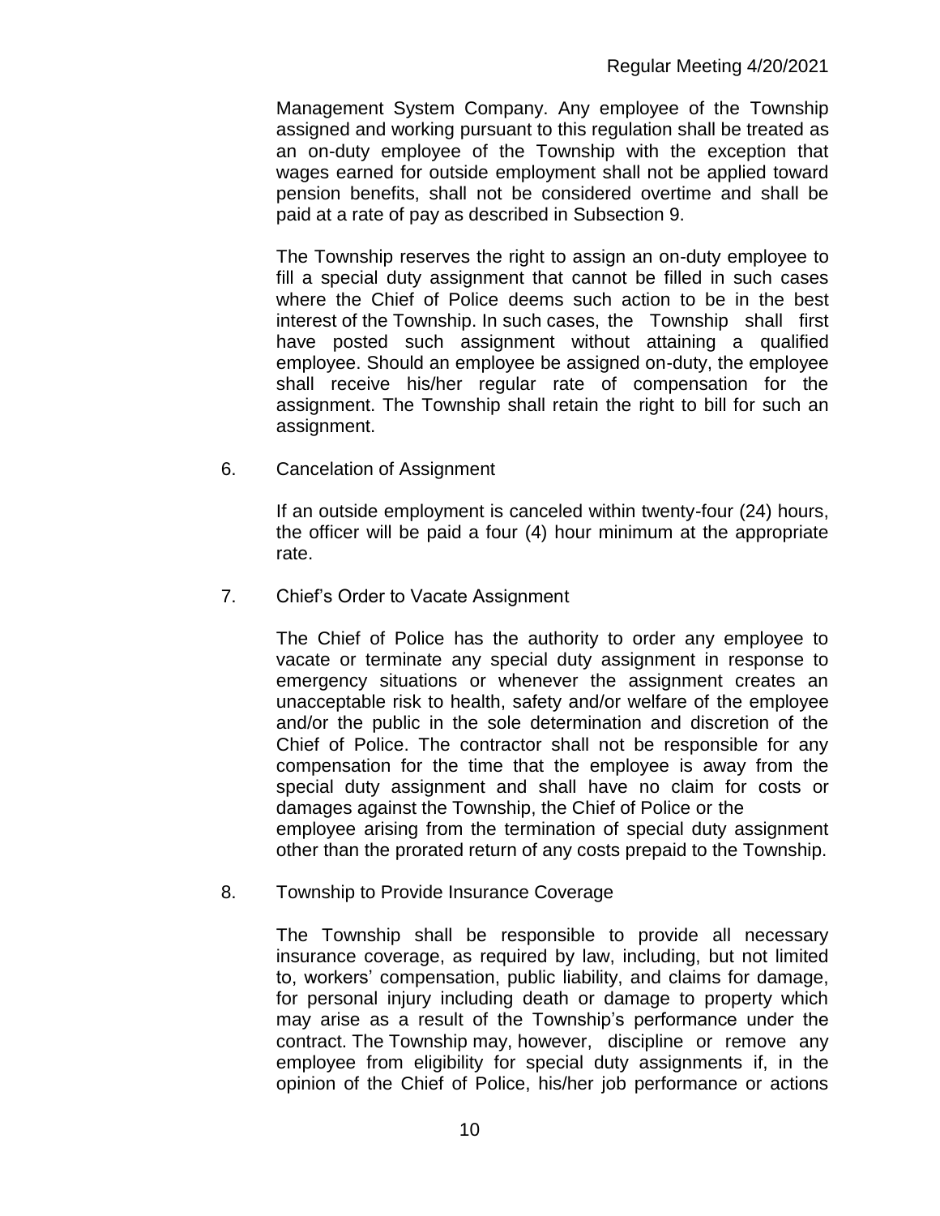Management System Company. Any employee of the Township assigned and working pursuant to this regulation shall be treated as an on-duty employee of the Township with the exception that wages earned for outside employment shall not be applied toward pension benefits, shall not be considered overtime and shall be paid at a rate of pay as described in Subsection 9.

The Township reserves the right to assign an on-duty employee to fill a special duty assignment that cannot be filled in such cases where the Chief of Police deems such action to be in the best interest of the Township. In such cases, the Township shall first have posted such assignment without attaining a qualified employee. Should an employee be assigned on-duty, the employee shall receive his/her regular rate of compensation for the assignment. The Township shall retain the right to bill for such an assignment.

6. Cancelation of Assignment

   If an outside employment is canceled within twenty-four (24) hours, the officer will be paid a four (4) hour minimum at the appropriate rate.

7. Chief's Order to Vacate Assignment

   The Chief of Police has the authority to order any employee to vacate or terminate any special duty assignment in response to emergency situations or whenever the assignment creates an unacceptable risk to health, safety and/or welfare of the employee and/or the public in the sole determination and discretion of the Chief of Police. The contractor shall not be responsible for any compensation for the time that the employee is away from the special duty assignment and shall have no claim for costs or damages against the Township, the Chief of Police or the employee arising from the termination of special duty assignment other than the prorated return of any costs prepaid to the Township.

8. Township to Provide Insurance Coverage

   The Township shall be responsible to provide all necessary insurance coverage, as required by law, including, but not limited to, workers' compensation, public liability, and claims for damage, for personal injury including death or damage to property which may arise as a result of the Township's performance under the contract. The Township may, however, discipline or remove any employee from eligibility for special duty assignments if, in the opinion of the Chief of Police, his/her job performance or actions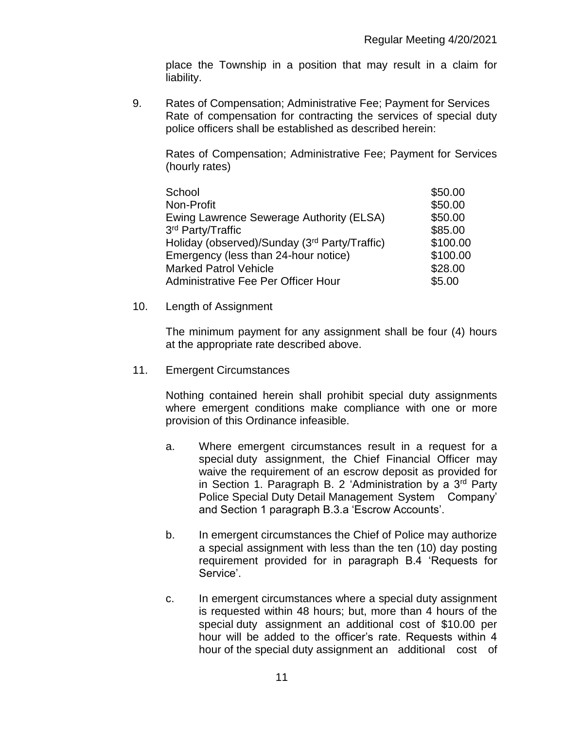place the Township in a position that may result in a claim for liability.

9. Rates of Compensation; Administrative Fee; Payment for Services
   Rate of compensation for contracting the services of special duty police officers shall be established as described herein:

   Rates of Compensation; Administrative Fee; Payment for Services (hourly rates)

| | |
|---|---|
| School | \$50.00 |
| Non-Profit | \$50.00 |
| Ewing Lawrence Sewerage Authority (ELSA) | \$50.00 |
| 3rd Party/Traffic | \$85.00 |
| Holiday (observed)/Sunday (3rd Party/Traffic) | \$100.00 |
| Emergency (less than 24-hour notice) | \$100.00 |
| Marked Patrol Vehicle | \$28.00 |
| Administrative Fee Per Officer Hour | \$5.00 |

10. Length of Assignment

    The minimum payment for any assignment shall be four (4) hours at the appropriate rate described above.

11. Emergent Circumstances

    Nothing contained herein shall prohibit special duty assignments where emergent conditions make compliance with one or more provision of this Ordinance infeasible.

    a. Where emergent circumstances result in a request for a special duty assignment, the Chief Financial Officer may waive the requirement of an escrow deposit as provided for in Section 1. Paragraph B. 2 'Administration by a 3rd Party Police Special Duty Detail Management System Company' and Section 1 paragraph B.3.a 'Escrow Accounts'.

    b. In emergent circumstances the Chief of Police may authorize a special assignment with less than the ten (10) day posting requirement provided for in paragraph B.4 'Requests for Service'.

    c. In emergent circumstances where a special duty assignment is requested within 48 hours; but, more than 4 hours of the special duty assignment an additional cost of \$10.00 per hour will be added to the officer's rate. Requests within 4 hour of the special duty assignment an additional cost of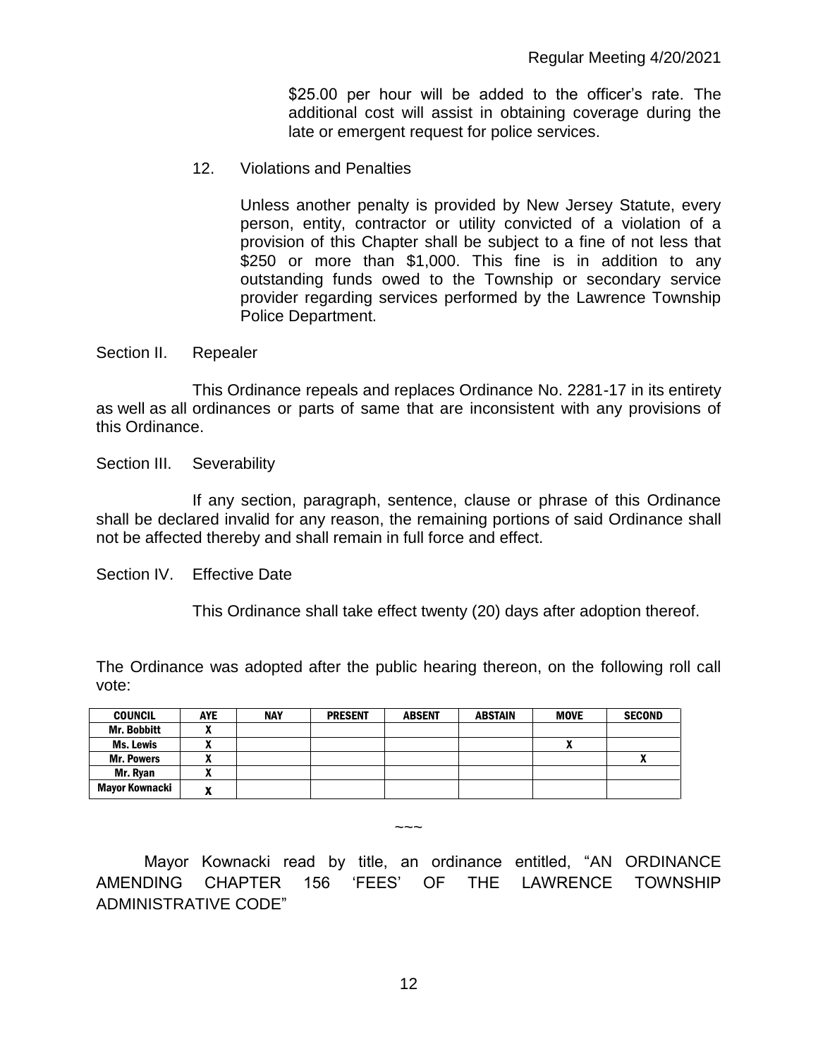$25.00 per hour will be added to the officer's rate. The additional cost will assist in obtaining coverage during the late or emergent request for police services.

12. Violations and Penalties

    Unless another penalty is provided by New Jersey Statute, every person, entity, contractor or utility convicted of a violation of a provision of this Chapter shall be subject to a fine of not less that $250 or more than $1,000. This fine is in addition to any outstanding funds owed to the Township or secondary service provider regarding services performed by the Lawrence Township Police Department.

Section II. Repealer

This Ordinance repeals and replaces Ordinance No. 2281-17 in its entirety as well as all ordinances or parts of same that are inconsistent with any provisions of this Ordinance.

Section III. Severability

If any section, paragraph, sentence, clause or phrase of this Ordinance shall be declared invalid for any reason, the remaining portions of said Ordinance shall not be affected thereby and shall remain in full force and effect.

Section IV. Effective Date

This Ordinance shall take effect twenty (20) days after adoption thereof.

The Ordinance was adopted after the public hearing thereon, on the following roll call vote:

| COUNCIL | AYE | NAY | PRESENT | ABSENT | ABSTAIN | MOVE | SECOND |
|---|---|---|---|---|---|---|---|
| Mr. Bobbitt | X | | | | | | |
| Ms. Lewis | X | | | | | X | |
| Mr. Powers | X | | | | | | X |
| Mr. Ryan | X | | | | | | |
| Mayor Kownacki | X | | | | | | |

~~~

Mayor Kownacki read by title, an ordinance entitled, "AN ORDINANCE AMENDING CHAPTER 156 'FEES' OF THE LAWRENCE TOWNSHIP ADMINISTRATIVE CODE"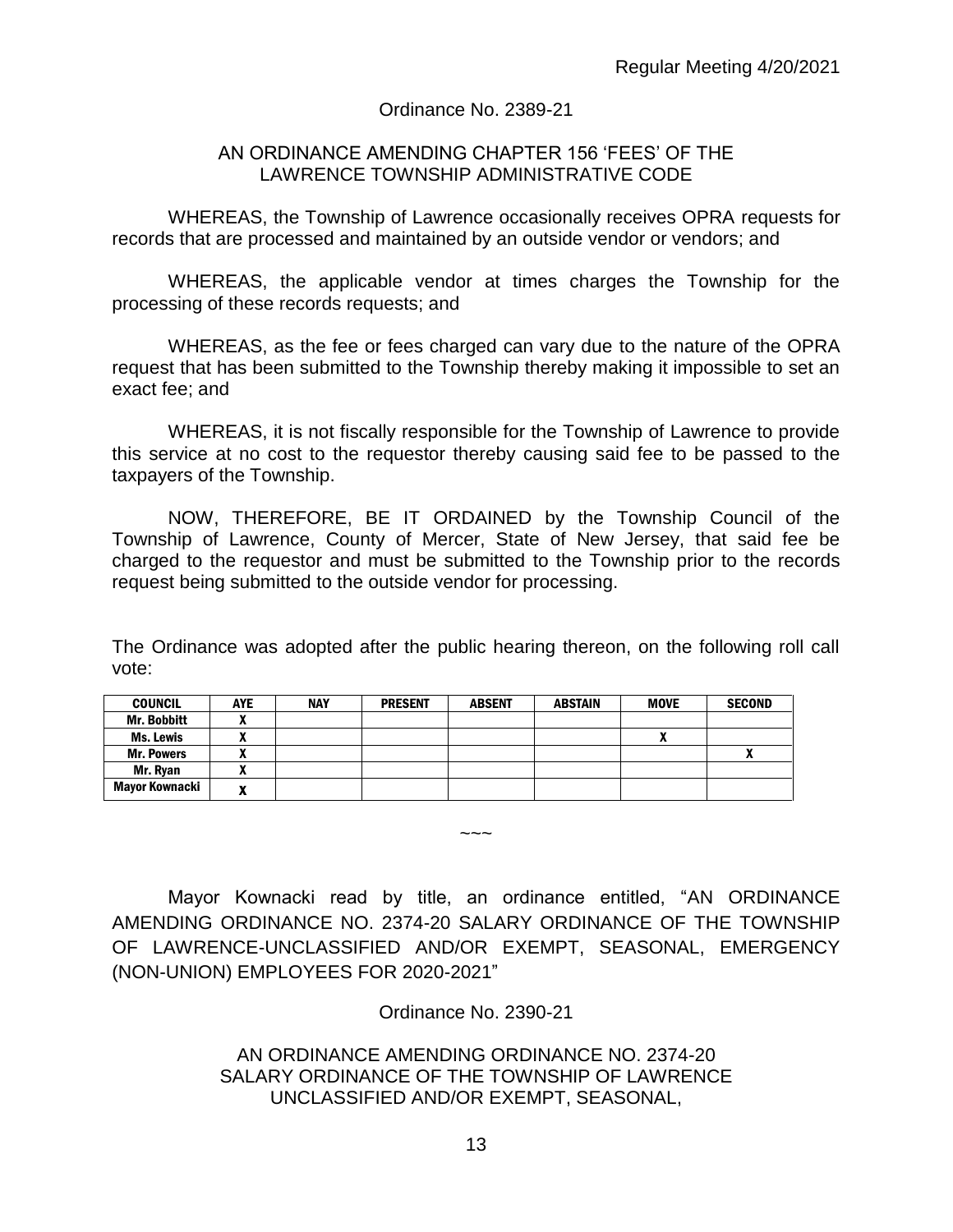Ordinance No. 2389-21

AN ORDINANCE AMENDING CHAPTER 156 'FEES' OF THE LAWRENCE TOWNSHIP ADMINISTRATIVE CODE

WHEREAS, the Township of Lawrence occasionally receives OPRA requests for records that are processed and maintained by an outside vendor or vendors; and

WHEREAS, the applicable vendor at times charges the Township for the processing of these records requests; and

WHEREAS, as the fee or fees charged can vary due to the nature of the OPRA request that has been submitted to the Township thereby making it impossible to set an exact fee; and

WHEREAS, it is not fiscally responsible for the Township of Lawrence to provide this service at no cost to the requestor thereby causing said fee to be passed to the taxpayers of the Township.

NOW, THEREFORE, BE IT ORDAINED by the Township Council of the Township of Lawrence, County of Mercer, State of New Jersey, that said fee be charged to the requestor and must be submitted to the Township prior to the records request being submitted to the outside vendor for processing.

The Ordinance was adopted after the public hearing thereon, on the following roll call vote:

| COUNCIL | AYE | NAY | PRESENT | ABSENT | ABSTAIN | MOVE | SECOND |
|---|---|---|---|---|---|---|---|
| Mr. Bobbitt | X | | | | | | |
| Ms. Lewis | X | | | | | X | |
| Mr. Powers | X | | | | | | X |
| Mr. Ryan | X | | | | | | |
| Mayor Kownacki | X | | | | | | |

~~~

Mayor Kownacki read by title, an ordinance entitled, "AN ORDINANCE AMENDING ORDINANCE NO. 2374-20 SALARY ORDINANCE OF THE TOWNSHIP OF LAWRENCE-UNCLASSIFIED AND/OR EXEMPT, SEASONAL, EMERGENCY (NON-UNION) EMPLOYEES FOR 2020-2021"

Ordinance No. 2390-21

AN ORDINANCE AMENDING ORDINANCE NO. 2374-20 SALARY ORDINANCE OF THE TOWNSHIP OF LAWRENCE UNCLASSIFIED AND/OR EXEMPT, SEASONAL,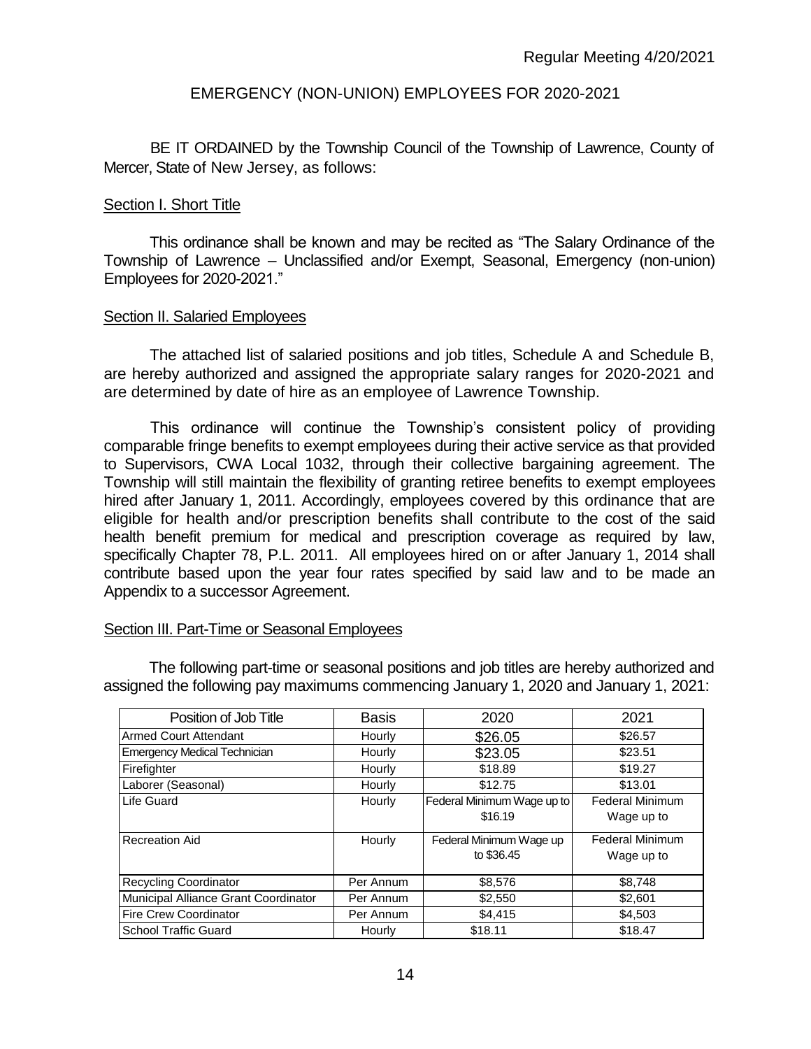## EMERGENCY (NON-UNION) EMPLOYEES FOR 2020-2021

BE IT ORDAINED by the Township Council of the Township of Lawrence, County of Mercer, State of New Jersey, as follows:

### Section I. Short Title

This ordinance shall be known and may be recited as "The Salary Ordinance of the Township of Lawrence – Unclassified and/or Exempt, Seasonal, Emergency (non-union) Employees for 2020-2021."

### Section II. Salaried Employees

The attached list of salaried positions and job titles, Schedule A and Schedule B, are hereby authorized and assigned the appropriate salary ranges for 2020-2021 and are determined by date of hire as an employee of Lawrence Township.

This ordinance will continue the Township's consistent policy of providing comparable fringe benefits to exempt employees during their active service as that provided to Supervisors, CWA Local 1032, through their collective bargaining agreement. The Township will still maintain the flexibility of granting retiree benefits to exempt employees hired after January 1, 2011. Accordingly, employees covered by this ordinance that are eligible for health and/or prescription benefits shall contribute to the cost of the said health benefit premium for medical and prescription coverage as required by law, specifically Chapter 78, P.L. 2011. All employees hired on or after January 1, 2014 shall contribute based upon the year four rates specified by said law and to be made an Appendix to a successor Agreement.

### Section III. Part-Time or Seasonal Employees

The following part-time or seasonal positions and job titles are hereby authorized and assigned the following pay maximums commencing January 1, 2020 and January 1, 2021:

| Position of Job Title | Basis | 2020 | 2021 |
|---|---|---|---|
| Armed Court Attendant | Hourly | $26.05 | $26.57 |
| Emergency Medical Technician | Hourly | $23.05 | $23.51 |
| Firefighter | Hourly | $18.89 | $19.27 |
| Laborer (Seasonal) | Hourly | $12.75 | $13.01 |
| Life Guard | Hourly | Federal Minimum Wage up to $16.19 | Federal Minimum Wage up to |
| Recreation Aid | Hourly | Federal Minimum Wage up to $36.45 | Federal Minimum Wage up to |
| Recycling Coordinator | Per Annum | $8,576 | $8,748 |
| Municipal Alliance Grant Coordinator | Per Annum | $2,550 | $2,601 |
| Fire Crew Coordinator | Per Annum | $4,415 | $4,503 |
| School Traffic Guard | Hourly | $18.11 | $18.47 |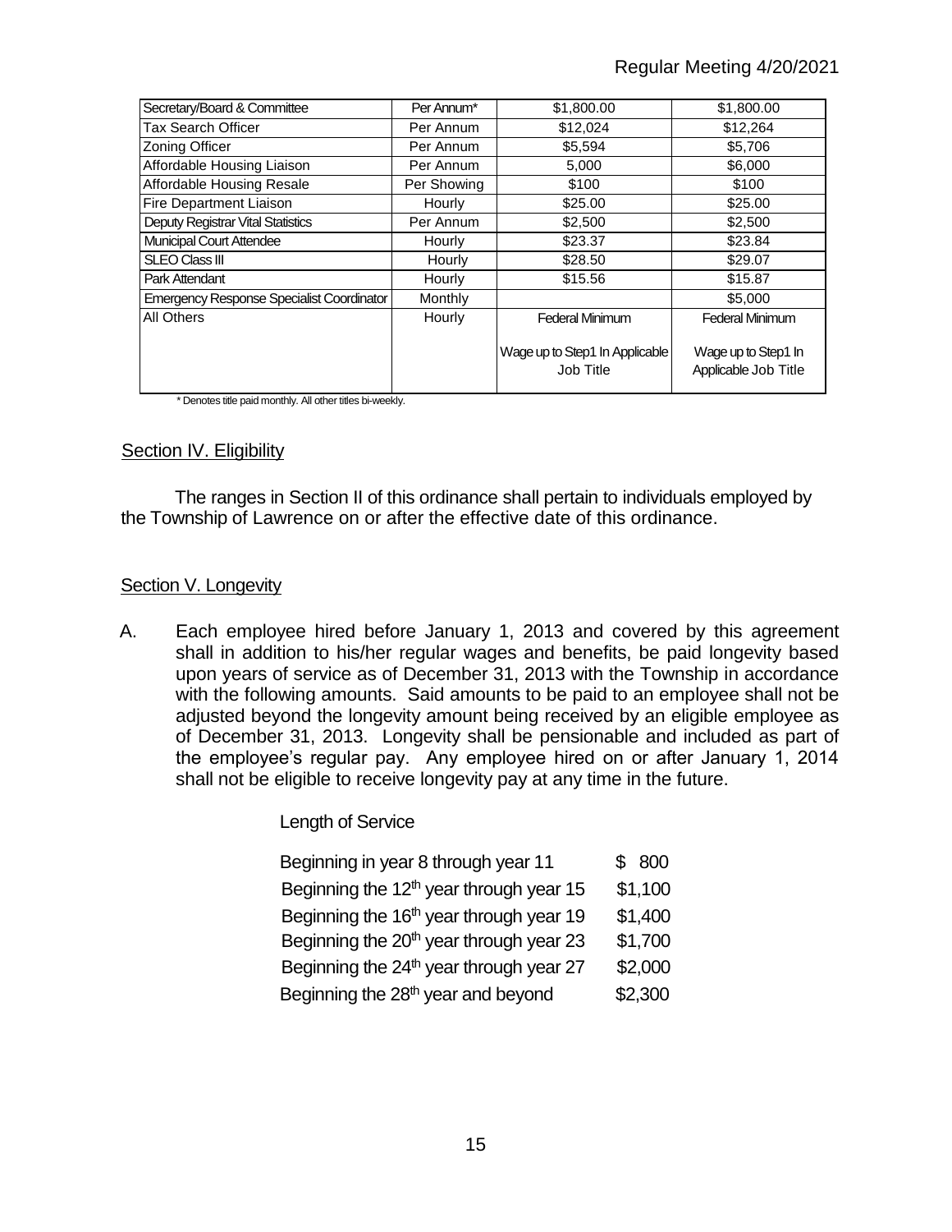| Secretary/Board & Committee | Per Annum* | $1,800.00 | $1,800.00 |
|---|---|---|---|
| Tax Search Officer | Per Annum | $12,024 | $12,264 |
| Zoning Officer | Per Annum | $5,594 | $5,706 |
| Affordable Housing Liaison | Per Annum | 5,000 | $6,000 |
| Affordable Housing Resale | Per Showing | $100 | $100 |
| Fire Department Liaison | Hourly | $25.00 | $25.00 |
| Deputy Registrar Vital Statistics | Per Annum | $2,500 | $2,500 |
| Municipal Court Attendee | Hourly | $23.37 | $23.84 |
| SLEO Class III | Hourly | $28.50 | $29.07 |
| Park Attendant | Hourly | $15.56 | $15.87 |
| Emergency Response Specialist Coordinator | Monthly | | $5,000 |
| All Others | Hourly | Federal Minimum<br><br>Wage up to Step1 In Applicable Job Title | Federal Minimum<br><br>Wage up to Step1 In Applicable Job Title |

\* Denotes title paid monthly. All other titles bi-weekly.

## Section IV. Eligibility

The ranges in Section II of this ordinance shall pertain to individuals employed by the Township of Lawrence on or after the effective date of this ordinance.

## Section V. Longevity

A. Each employee hired before January 1, 2013 and covered by this agreement shall in addition to his/her regular wages and benefits, be paid longevity based upon years of service as of December 31, 2013 with the Township in accordance with the following amounts. Said amounts to be paid to an employee shall not be adjusted beyond the longevity amount being received by an eligible employee as of December 31, 2013. Longevity shall be pensionable and included as part of the employee's regular pay. Any employee hired on or after January 1, 2014 shall not be eligible to receive longevity pay at any time in the future.

Length of Service

| | |
|---|---|
| Beginning in year 8 through year 11 | $ 800 |
| Beginning the 12th year through year 15 | $1,100 |
| Beginning the 16th year through year 19 | $1,400 |
| Beginning the 20th year through year 23 | $1,700 |
| Beginning the 24th year through year 27 | $2,000 |
| Beginning the 28th year and beyond | $2,300 |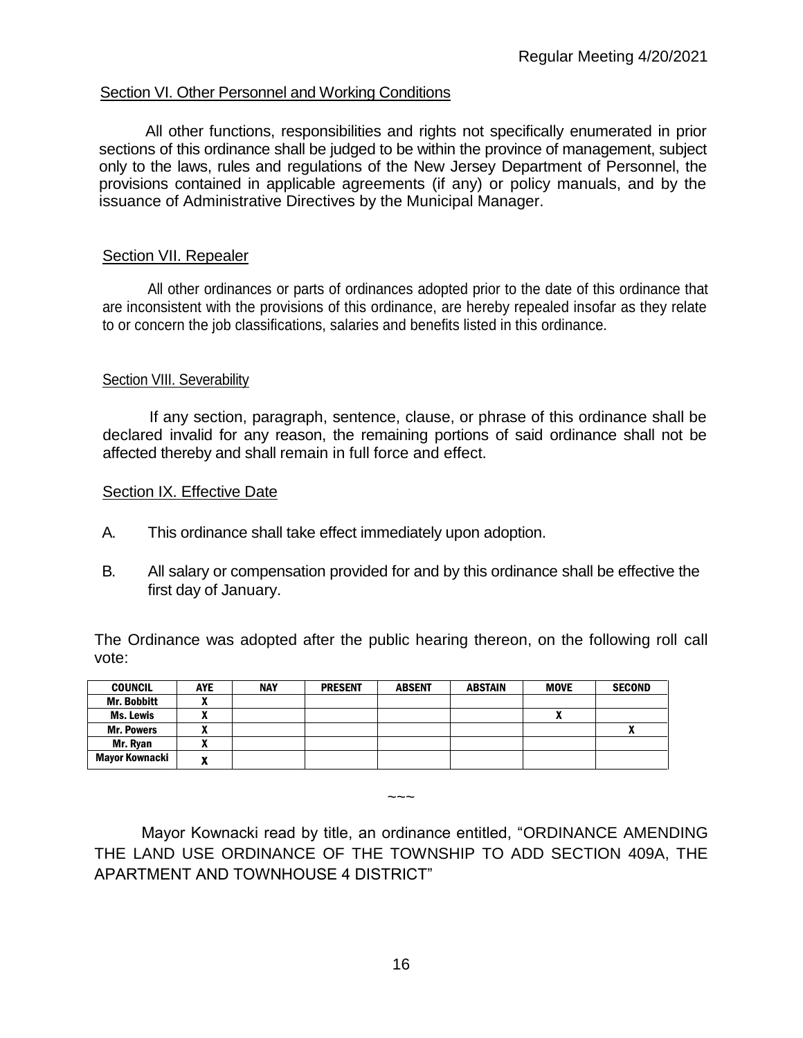## Section VI. Other Personnel and Working Conditions

All other functions, responsibilities and rights not specifically enumerated in prior sections of this ordinance shall be judged to be within the province of management, subject only to the laws, rules and regulations of the New Jersey Department of Personnel, the provisions contained in applicable agreements (if any) or policy manuals, and by the issuance of Administrative Directives by the Municipal Manager.

## Section VII. Repealer

All other ordinances or parts of ordinances adopted prior to the date of this ordinance that are inconsistent with the provisions of this ordinance, are hereby repealed insofar as they relate to or concern the job classifications, salaries and benefits listed in this ordinance.

## Section VIII. Severability

If any section, paragraph, sentence, clause, or phrase of this ordinance shall be declared invalid for any reason, the remaining portions of said ordinance shall not be affected thereby and shall remain in full force and effect.

## Section IX. Effective Date

A. This ordinance shall take effect immediately upon adoption.

B. All salary or compensation provided for and by this ordinance shall be effective the first day of January.

The Ordinance was adopted after the public hearing thereon, on the following roll call vote:

| COUNCIL | AYE | NAY | PRESENT | ABSENT | ABSTAIN | MOVE | SECOND |
|---|---|---|---|---|---|---|---|
| Mr. Bobbitt | X | | | | | | |
| Ms. Lewis | X | | | | | X | |
| Mr. Powers | X | | | | | | X |
| Mr. Ryan | X | | | | | | |
| Mayor Kownacki | X | | | | | | |

~~~

Mayor Kownacki read by title, an ordinance entitled, "ORDINANCE AMENDING THE LAND USE ORDINANCE OF THE TOWNSHIP TO ADD SECTION 409A, THE APARTMENT AND TOWNHOUSE 4 DISTRICT"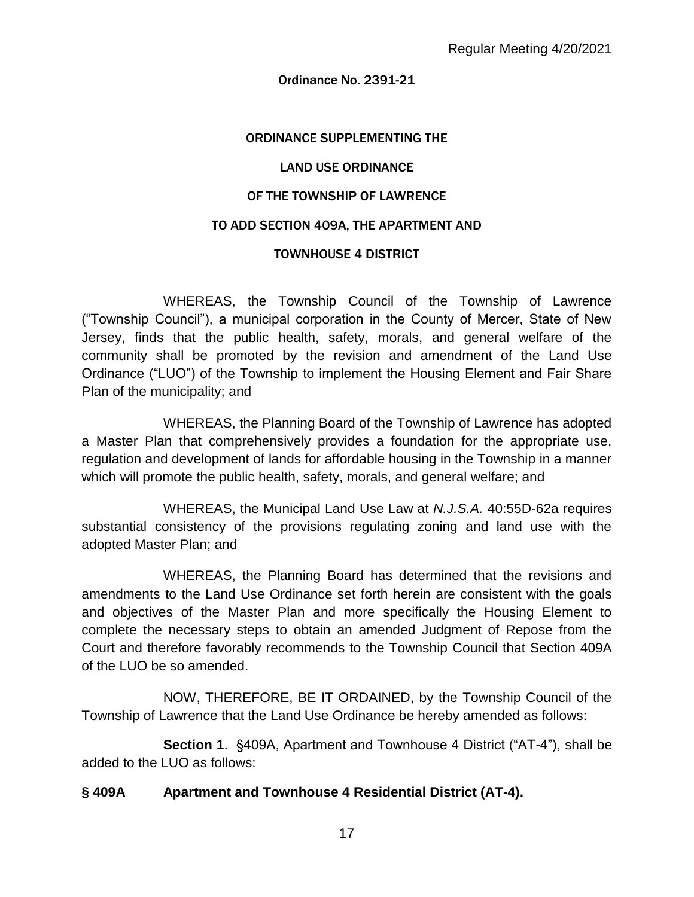Ordinance No. 2391-21

# ORDINANCE SUPPLEMENTING THE
# LAND USE ORDINANCE
# OF THE TOWNSHIP OF LAWRENCE
# TO ADD SECTION 409A, THE APARTMENT AND
# TOWNHOUSE 4 DISTRICT

WHEREAS, the Township Council of the Township of Lawrence ("Township Council"), a municipal corporation in the County of Mercer, State of New Jersey, finds that the public health, safety, morals, and general welfare of the community shall be promoted by the revision and amendment of the Land Use Ordinance ("LUO") of the Township to implement the Housing Element and Fair Share Plan of the municipality; and

WHEREAS, the Planning Board of the Township of Lawrence has adopted a Master Plan that comprehensively provides a foundation for the appropriate use, regulation and development of lands for affordable housing in the Township in a manner which will promote the public health, safety, morals, and general welfare; and

WHEREAS, the Municipal Land Use Law at *N.J.S.A.* 40:55D-62a requires substantial consistency of the provisions regulating zoning and land use with the adopted Master Plan; and

WHEREAS, the Planning Board has determined that the revisions and amendments to the Land Use Ordinance set forth herein are consistent with the goals and objectives of the Master Plan and more specifically the Housing Element to complete the necessary steps to obtain an amended Judgment of Repose from the Court and therefore favorably recommends to the Township Council that Section 409A of the LUO be so amended.

NOW, THEREFORE, BE IT ORDAINED, by the Township Council of the Township of Lawrence that the Land Use Ordinance be hereby amended as follows:

**Section 1**. §409A, Apartment and Townhouse 4 District ("AT-4"), shall be added to the LUO as follows:

**§ 409A Apartment and Townhouse 4 Residential District (AT-4).**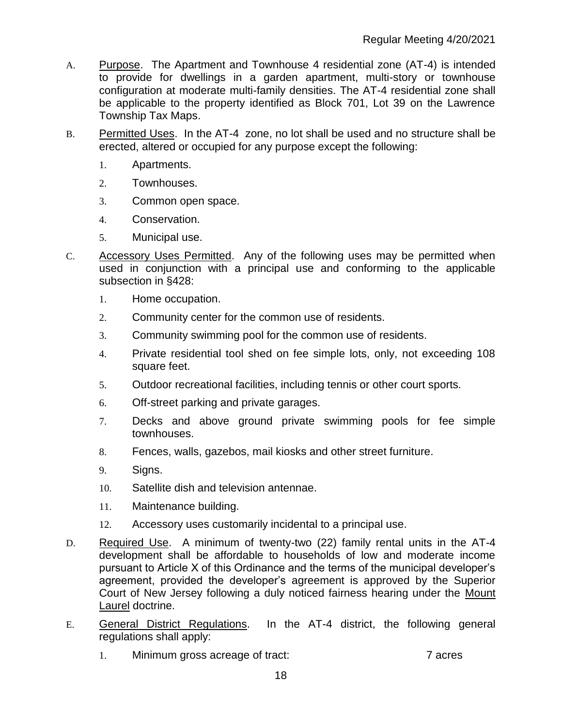A. <u>Purpose</u>. The Apartment and Townhouse 4 residential zone (AT-4) is intended to provide for dwellings in a garden apartment, multi-story or townhouse configuration at moderate multi-family densities. The AT-4 residential zone shall be applicable to the property identified as Block 701, Lot 39 on the Lawrence Township Tax Maps.

B. <u>Permitted Uses</u>. In the AT-4 zone, no lot shall be used and no structure shall be erected, altered or occupied for any purpose except the following:

   1. Apartments.
   2. Townhouses.
   3. Common open space.
   4. Conservation.
   5. Municipal use.

C. <u>Accessory Uses Permitted</u>. Any of the following uses may be permitted when used in conjunction with a principal use and conforming to the applicable subsection in §428:

   1. Home occupation.
   2. Community center for the common use of residents.
   3. Community swimming pool for the common use of residents.
   4. Private residential tool shed on fee simple lots, only, not exceeding 108 square feet.
   5. Outdoor recreational facilities, including tennis or other court sports.
   6. Off-street parking and private garages.
   7. Decks and above ground private swimming pools for fee simple townhouses.
   8. Fences, walls, gazebos, mail kiosks and other street furniture.
   9. Signs.
   10. Satellite dish and television antennae.
   11. Maintenance building.
   12. Accessory uses customarily incidental to a principal use.

D. <u>Required Use</u>. A minimum of twenty-two (22) family rental units in the AT-4 development shall be affordable to households of low and moderate income pursuant to Article X of this Ordinance and the terms of the municipal developer's agreement, provided the developer's agreement is approved by the Superior Court of New Jersey following a duly noticed fairness hearing under the <u>Mount Laurel</u> doctrine.

E. <u>General District Regulations</u>. In the AT-4 district, the following general regulations shall apply:

   1. Minimum gross acreage of tract: 7 acres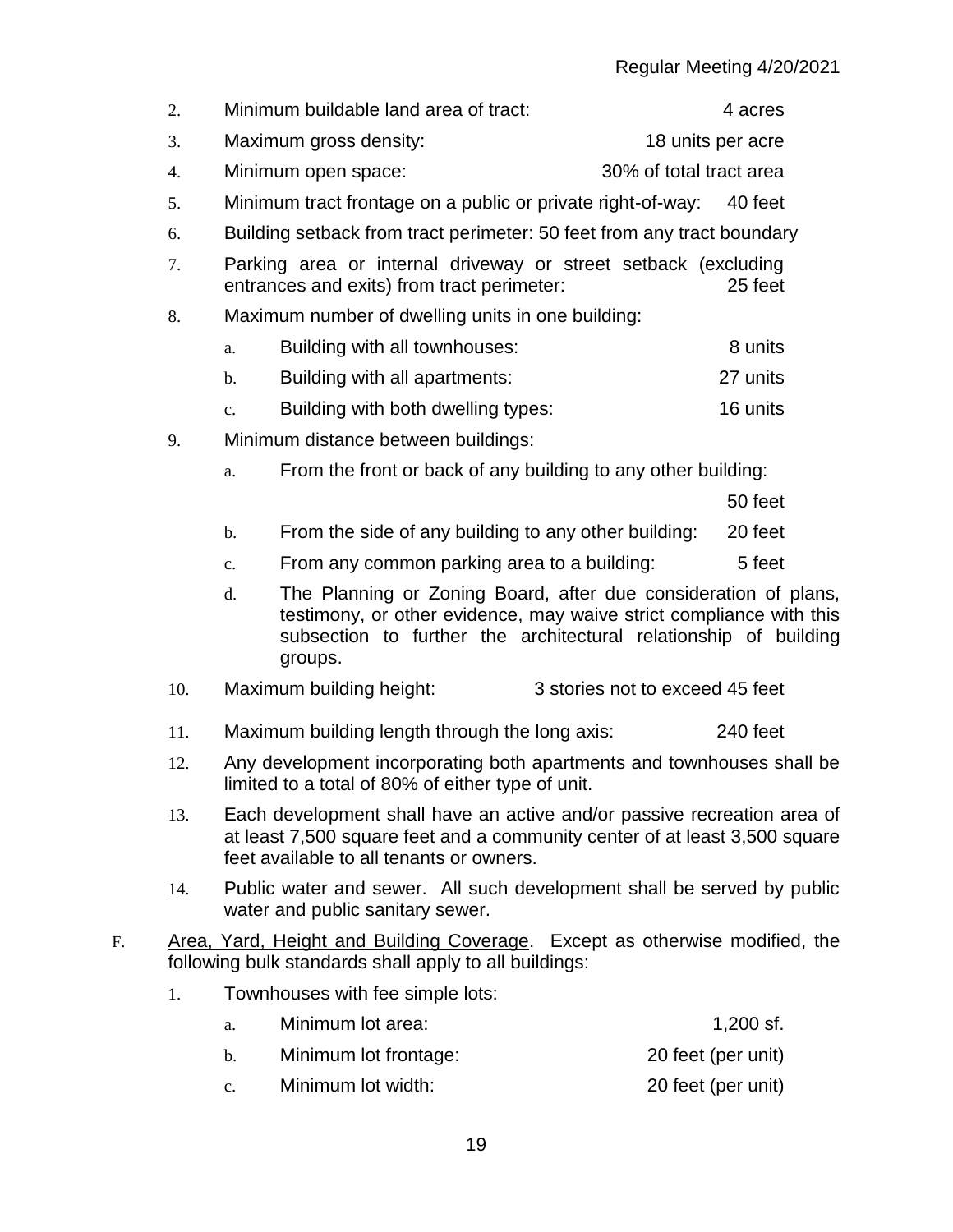2. Minimum buildable land area of tract: 4 acres
3. Maximum gross density: 18 units per acre
4. Minimum open space: 30% of total tract area
5. Minimum tract frontage on a public or private right-of-way: 40 feet
6. Building setback from tract perimeter: 50 feet from any tract boundary
7. Parking area or internal driveway or street setback (excluding entrances and exits) from tract perimeter: 25 feet
8. Maximum number of dwelling units in one building:
   a. Building with all townhouses: 8 units
   b. Building with all apartments: 27 units
   c. Building with both dwelling types: 16 units
9. Minimum distance between buildings:
   a. From the front or back of any building to any other building: 50 feet
   b. From the side of any building to any other building: 20 feet
   c. From any common parking area to a building: 5 feet
   d. The Planning or Zoning Board, after due consideration of plans, testimony, or other evidence, may waive strict compliance with this subsection to further the architectural relationship of building groups.
10. Maximum building height: 3 stories not to exceed 45 feet
11. Maximum building length through the long axis: 240 feet
12. Any development incorporating both apartments and townhouses shall be limited to a total of 80% of either type of unit.
13. Each development shall have an active and/or passive recreation area of at least 7,500 square feet and a community center of at least 3,500 square feet available to all tenants or owners.
14. Public water and sewer. All such development shall be served by public water and public sanitary sewer.

F. Area, Yard, Height and Building Coverage. Except as otherwise modified, the following bulk standards shall apply to all buildings:

1. Townhouses with fee simple lots:
   a. Minimum lot area: 1,200 sf.
   b. Minimum lot frontage: 20 feet (per unit)
   c. Minimum lot width: 20 feet (per unit)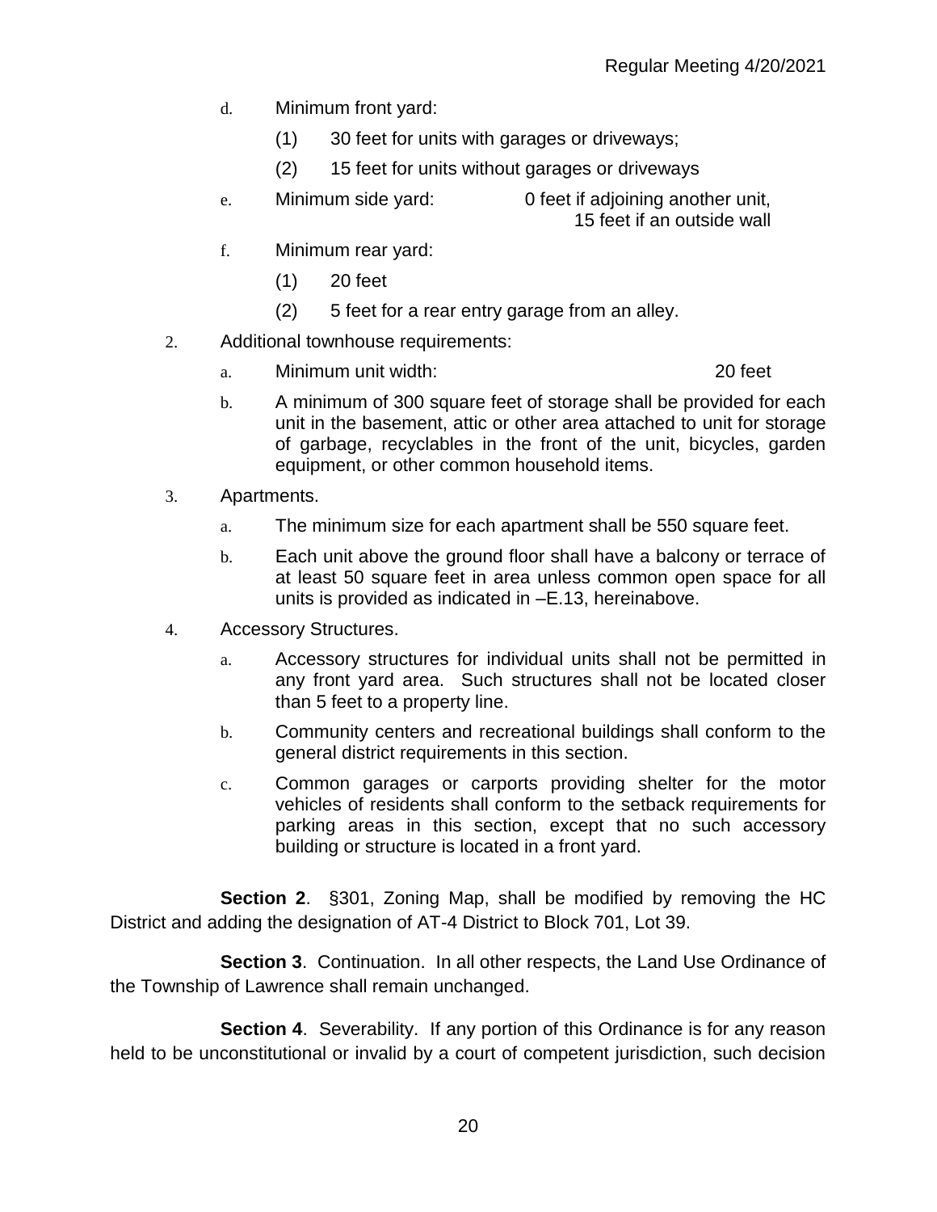d. Minimum front yard:

   (1) 30 feet for units with garages or driveways;

   (2) 15 feet for units without garages or driveways

e. Minimum side yard: 0 feet if adjoining another unit, 15 feet if an outside wall

f. Minimum rear yard:

   (1) 20 feet

   (2) 5 feet for a rear entry garage from an alley.

2. Additional townhouse requirements:

   a. Minimum unit width: 20 feet

   b. A minimum of 300 square feet of storage shall be provided for each unit in the basement, attic or other area attached to unit for storage of garbage, recyclables in the front of the unit, bicycles, garden equipment, or other common household items.

3. Apartments.

   a. The minimum size for each apartment shall be 550 square feet.

   b. Each unit above the ground floor shall have a balcony or terrace of at least 50 square feet in area unless common open space for all units is provided as indicated in –E.13, hereinabove.

4. Accessory Structures.

   a. Accessory structures for individual units shall not be permitted in any front yard area. Such structures shall not be located closer than 5 feet to a property line.

   b. Community centers and recreational buildings shall conform to the general district requirements in this section.

   c. Common garages or carports providing shelter for the motor vehicles of residents shall conform to the setback requirements for parking areas in this section, except that no such accessory building or structure is located in a front yard.

**Section 2**. §301, Zoning Map, shall be modified by removing the HC District and adding the designation of AT-4 District to Block 701, Lot 39.

**Section 3**. Continuation. In all other respects, the Land Use Ordinance of the Township of Lawrence shall remain unchanged.

**Section 4**. Severability. If any portion of this Ordinance is for any reason held to be unconstitutional or invalid by a court of competent jurisdiction, such decision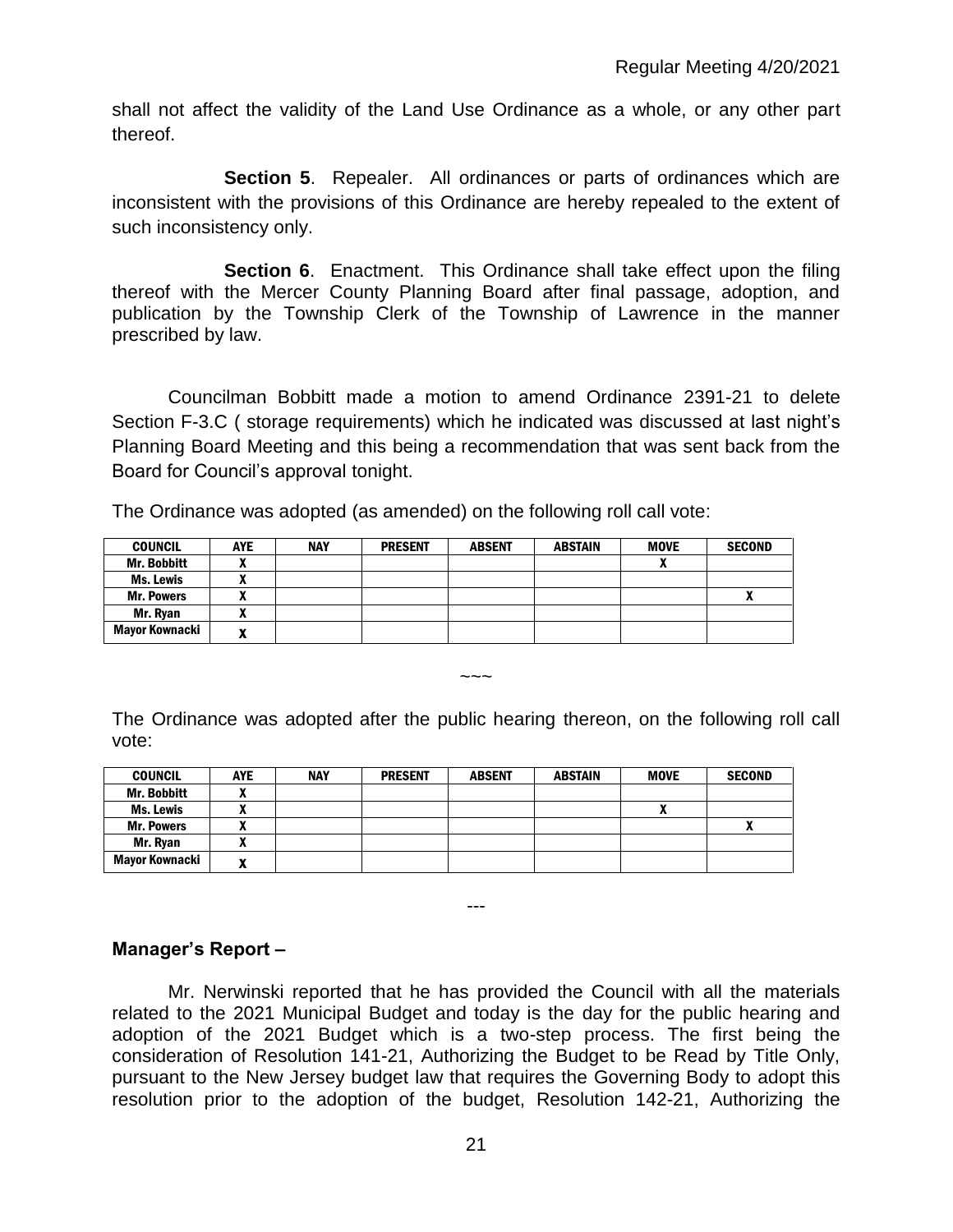shall not affect the validity of the Land Use Ordinance as a whole, or any other part thereof.

**Section 5**. Repealer. All ordinances or parts of ordinances which are inconsistent with the provisions of this Ordinance are hereby repealed to the extent of such inconsistency only.

**Section 6**. Enactment. This Ordinance shall take effect upon the filing thereof with the Mercer County Planning Board after final passage, adoption, and publication by the Township Clerk of the Township of Lawrence in the manner prescribed by law.

Councilman Bobbitt made a motion to amend Ordinance 2391-21 to delete Section F-3.C ( storage requirements) which he indicated was discussed at last night's Planning Board Meeting and this being a recommendation that was sent back from the Board for Council's approval tonight.

The Ordinance was adopted (as amended) on the following roll call vote:

| COUNCIL | AYE | NAY | PRESENT | ABSENT | ABSTAIN | MOVE | SECOND |
|---|---|---|---|---|---|---|---|
| Mr. Bobbitt | X | | | | | X | |
| Ms. Lewis | X | | | | | | |
| Mr. Powers | X | | | | | | X |
| Mr. Ryan | X | | | | | | |
| Mayor Kownacki | X | | | | | | |

~~~

The Ordinance was adopted after the public hearing thereon, on the following roll call vote:

| COUNCIL | AYE | NAY | PRESENT | ABSENT | ABSTAIN | MOVE | SECOND |
|---|---|---|---|---|---|---|---|
| Mr. Bobbitt | X | | | | | | |
| Ms. Lewis | X | | | | | X | |
| Mr. Powers | X | | | | | | X |
| Mr. Ryan | X | | | | | | |
| Mayor Kownacki | X | | | | | | |

---

**Manager's Report –**

Mr. Nerwinski reported that he has provided the Council with all the materials related to the 2021 Municipal Budget and today is the day for the public hearing and adoption of the 2021 Budget which is a two-step process. The first being the consideration of Resolution 141-21, Authorizing the Budget to be Read by Title Only, pursuant to the New Jersey budget law that requires the Governing Body to adopt this resolution prior to the adoption of the budget, Resolution 142-21, Authorizing the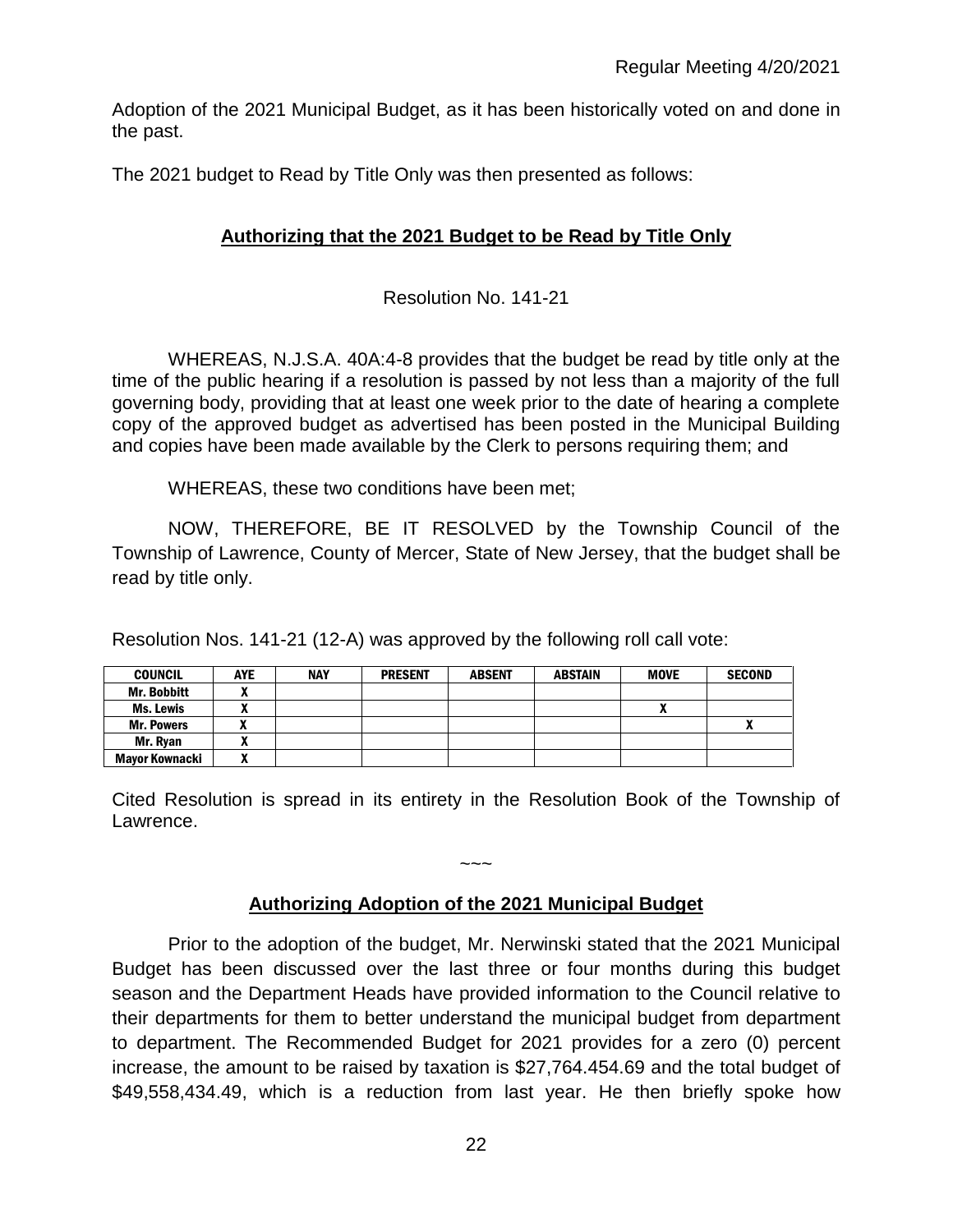Adoption of the 2021 Municipal Budget, as it has been historically voted on and done in the past.

The 2021 budget to Read by Title Only was then presented as follows:

## **Authorizing that the 2021 Budget to be Read by Title Only**

Resolution No. 141-21

WHEREAS, N.J.S.A. 40A:4-8 provides that the budget be read by title only at the time of the public hearing if a resolution is passed by not less than a majority of the full governing body, providing that at least one week prior to the date of hearing a complete copy of the approved budget as advertised has been posted in the Municipal Building and copies have been made available by the Clerk to persons requiring them; and

WHEREAS, these two conditions have been met;

NOW, THEREFORE, BE IT RESOLVED by the Township Council of the Township of Lawrence, County of Mercer, State of New Jersey, that the budget shall be read by title only.

Resolution Nos. 141-21 (12-A) was approved by the following roll call vote:

| COUNCIL | AYE | NAY | PRESENT | ABSENT | ABSTAIN | MOVE | SECOND |
|---|---|---|---|---|---|---|---|
| Mr. Bobbitt | X | | | | | | |
| Ms. Lewis | X | | | | | X | |
| Mr. Powers | X | | | | | | X |
| Mr. Ryan | X | | | | | | |
| Mayor Kownacki | X | | | | | | |

Cited Resolution is spread in its entirety in the Resolution Book of the Township of Lawrence.

~~~

## **Authorizing Adoption of the 2021 Municipal Budget**

Prior to the adoption of the budget, Mr. Nerwinski stated that the 2021 Municipal Budget has been discussed over the last three or four months during this budget season and the Department Heads have provided information to the Council relative to their departments for them to better understand the municipal budget from department to department. The Recommended Budget for 2021 provides for a zero (0) percent increase, the amount to be raised by taxation is $27,764.454.69 and the total budget of $49,558,434.49, which is a reduction from last year. He then briefly spoke how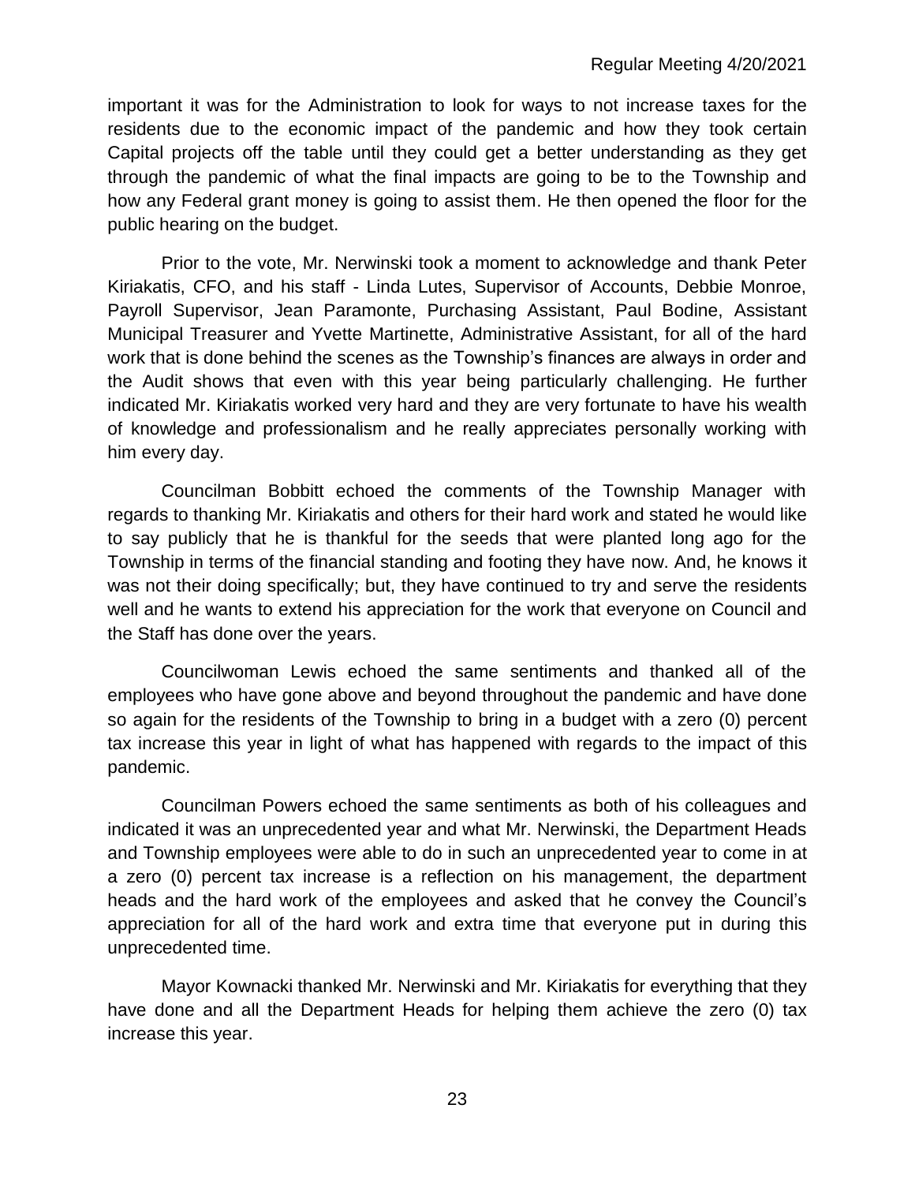important it was for the Administration to look for ways to not increase taxes for the residents due to the economic impact of the pandemic and how they took certain Capital projects off the table until they could get a better understanding as they get through the pandemic of what the final impacts are going to be to the Township and how any Federal grant money is going to assist them. He then opened the floor for the public hearing on the budget.

Prior to the vote, Mr. Nerwinski took a moment to acknowledge and thank Peter Kiriakatis, CFO, and his staff - Linda Lutes, Supervisor of Accounts, Debbie Monroe, Payroll Supervisor, Jean Paramonte, Purchasing Assistant, Paul Bodine, Assistant Municipal Treasurer and Yvette Martinette, Administrative Assistant, for all of the hard work that is done behind the scenes as the Township's finances are always in order and the Audit shows that even with this year being particularly challenging. He further indicated Mr. Kiriakatis worked very hard and they are very fortunate to have his wealth of knowledge and professionalism and he really appreciates personally working with him every day.

Councilman Bobbitt echoed the comments of the Township Manager with regards to thanking Mr. Kiriakatis and others for their hard work and stated he would like to say publicly that he is thankful for the seeds that were planted long ago for the Township in terms of the financial standing and footing they have now. And, he knows it was not their doing specifically; but, they have continued to try and serve the residents well and he wants to extend his appreciation for the work that everyone on Council and the Staff has done over the years.

Councilwoman Lewis echoed the same sentiments and thanked all of the employees who have gone above and beyond throughout the pandemic and have done so again for the residents of the Township to bring in a budget with a zero (0) percent tax increase this year in light of what has happened with regards to the impact of this pandemic.

Councilman Powers echoed the same sentiments as both of his colleagues and indicated it was an unprecedented year and what Mr. Nerwinski, the Department Heads and Township employees were able to do in such an unprecedented year to come in at a zero (0) percent tax increase is a reflection on his management, the department heads and the hard work of the employees and asked that he convey the Council's appreciation for all of the hard work and extra time that everyone put in during this unprecedented time.

Mayor Kownacki thanked Mr. Nerwinski and Mr. Kiriakatis for everything that they have done and all the Department Heads for helping them achieve the zero (0) tax increase this year.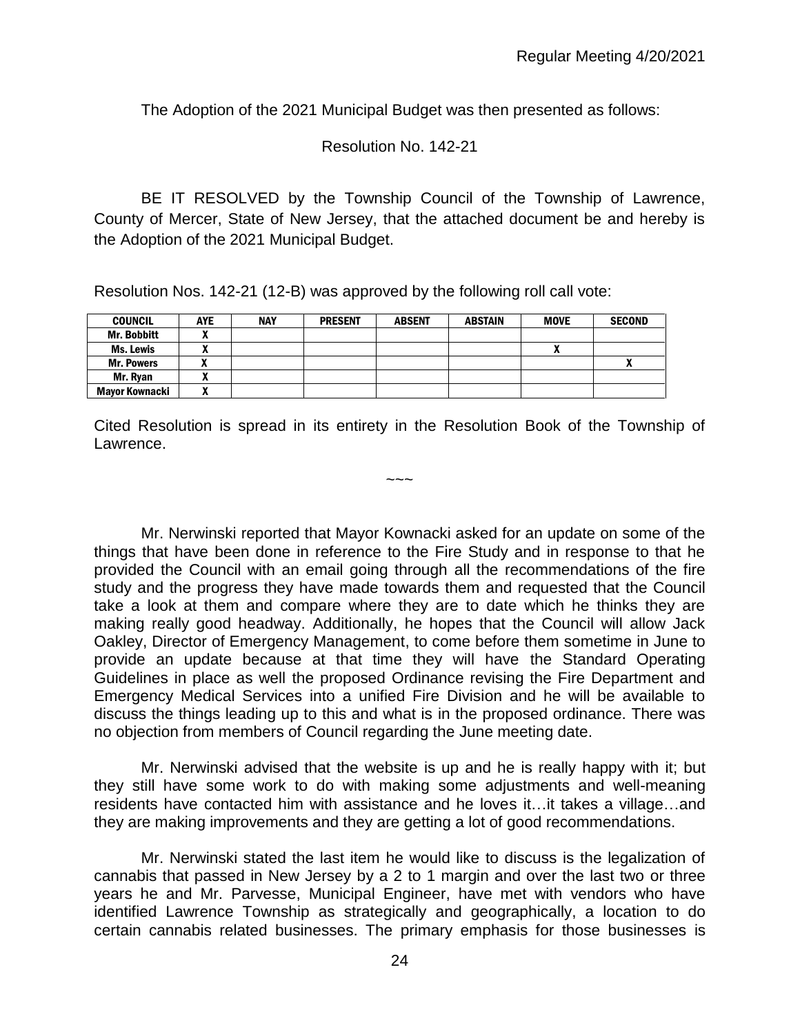The Adoption of the 2021 Municipal Budget was then presented as follows:

Resolution No. 142-21

BE IT RESOLVED by the Township Council of the Township of Lawrence, County of Mercer, State of New Jersey, that the attached document be and hereby is the Adoption of the 2021 Municipal Budget.

Resolution Nos. 142-21 (12-B) was approved by the following roll call vote:

| COUNCIL | AYE | NAY | PRESENT | ABSENT | ABSTAIN | MOVE | SECOND |
|---|---|---|---|---|---|---|---|
| Mr. Bobbitt | X | | | | | | |
| Ms. Lewis | X | | | | | X | |
| Mr. Powers | X | | | | | | X |
| Mr. Ryan | X | | | | | | |
| Mayor Kownacki | X | | | | | | |

Cited Resolution is spread in its entirety in the Resolution Book of the Township of Lawrence.

~~~

Mr. Nerwinski reported that Mayor Kownacki asked for an update on some of the things that have been done in reference to the Fire Study and in response to that he provided the Council with an email going through all the recommendations of the fire study and the progress they have made towards them and requested that the Council take a look at them and compare where they are to date which he thinks they are making really good headway. Additionally, he hopes that the Council will allow Jack Oakley, Director of Emergency Management, to come before them sometime in June to provide an update because at that time they will have the Standard Operating Guidelines in place as well the proposed Ordinance revising the Fire Department and Emergency Medical Services into a unified Fire Division and he will be available to discuss the things leading up to this and what is in the proposed ordinance. There was no objection from members of Council regarding the June meeting date.

Mr. Nerwinski advised that the website is up and he is really happy with it; but they still have some work to do with making some adjustments and well-meaning residents have contacted him with assistance and he loves it…it takes a village…and they are making improvements and they are getting a lot of good recommendations.

Mr. Nerwinski stated the last item he would like to discuss is the legalization of cannabis that passed in New Jersey by a 2 to 1 margin and over the last two or three years he and Mr. Parvesse, Municipal Engineer, have met with vendors who have identified Lawrence Township as strategically and geographically, a location to do certain cannabis related businesses. The primary emphasis for those businesses is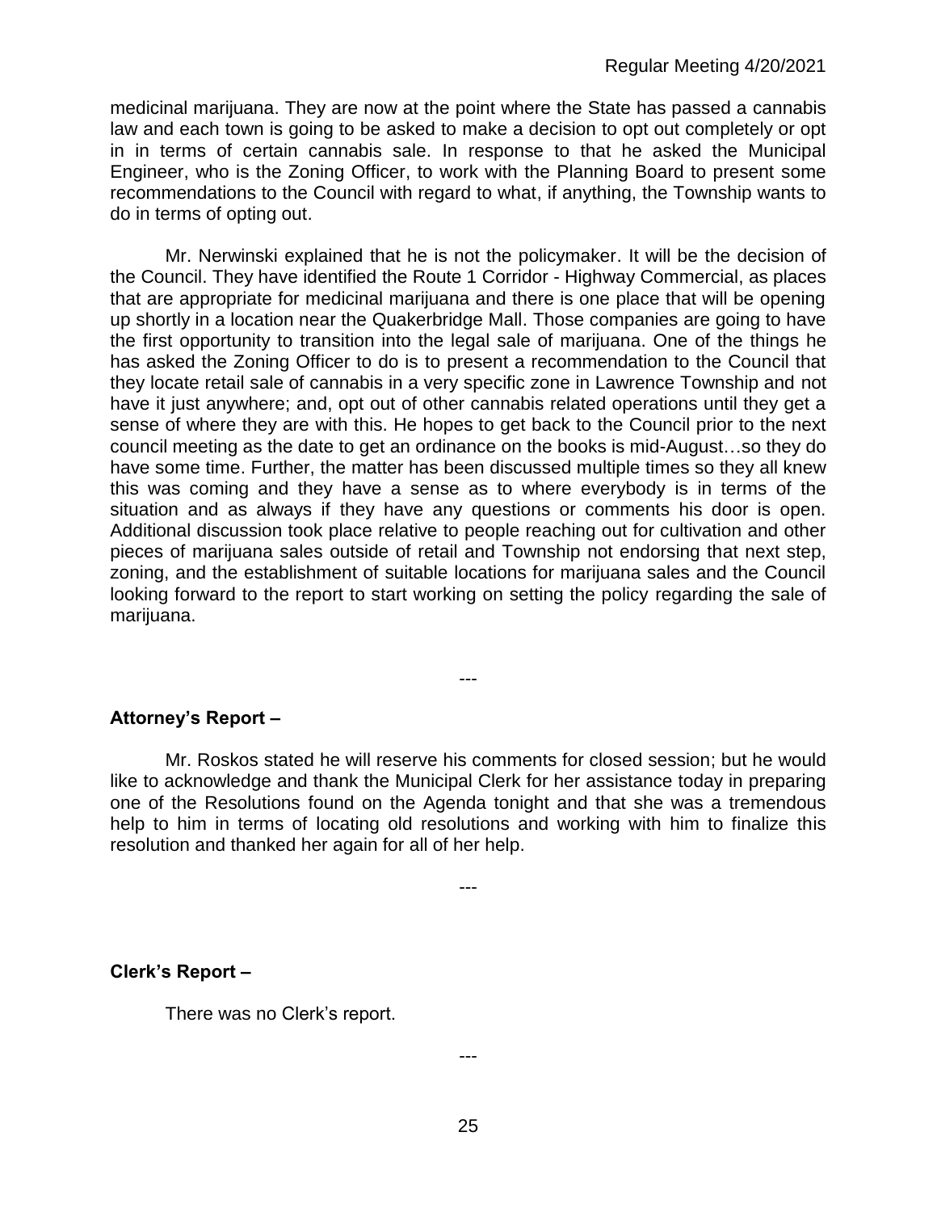medicinal marijuana. They are now at the point where the State has passed a cannabis law and each town is going to be asked to make a decision to opt out completely or opt in in terms of certain cannabis sale. In response to that he asked the Municipal Engineer, who is the Zoning Officer, to work with the Planning Board to present some recommendations to the Council with regard to what, if anything, the Township wants to do in terms of opting out.

Mr. Nerwinski explained that he is not the policymaker. It will be the decision of the Council. They have identified the Route 1 Corridor - Highway Commercial, as places that are appropriate for medicinal marijuana and there is one place that will be opening up shortly in a location near the Quakerbridge Mall. Those companies are going to have the first opportunity to transition into the legal sale of marijuana. One of the things he has asked the Zoning Officer to do is to present a recommendation to the Council that they locate retail sale of cannabis in a very specific zone in Lawrence Township and not have it just anywhere; and, opt out of other cannabis related operations until they get a sense of where they are with this. He hopes to get back to the Council prior to the next council meeting as the date to get an ordinance on the books is mid-August…so they do have some time. Further, the matter has been discussed multiple times so they all knew this was coming and they have a sense as to where everybody is in terms of the situation and as always if they have any questions or comments his door is open. Additional discussion took place relative to people reaching out for cultivation and other pieces of marijuana sales outside of retail and Township not endorsing that next step, zoning, and the establishment of suitable locations for marijuana sales and the Council looking forward to the report to start working on setting the policy regarding the sale of marijuana.

---

**Attorney's Report –**

Mr. Roskos stated he will reserve his comments for closed session; but he would like to acknowledge and thank the Municipal Clerk for her assistance today in preparing one of the Resolutions found on the Agenda tonight and that she was a tremendous help to him in terms of locating old resolutions and working with him to finalize this resolution and thanked her again for all of her help.

---

**Clerk's Report –**

There was no Clerk's report.

---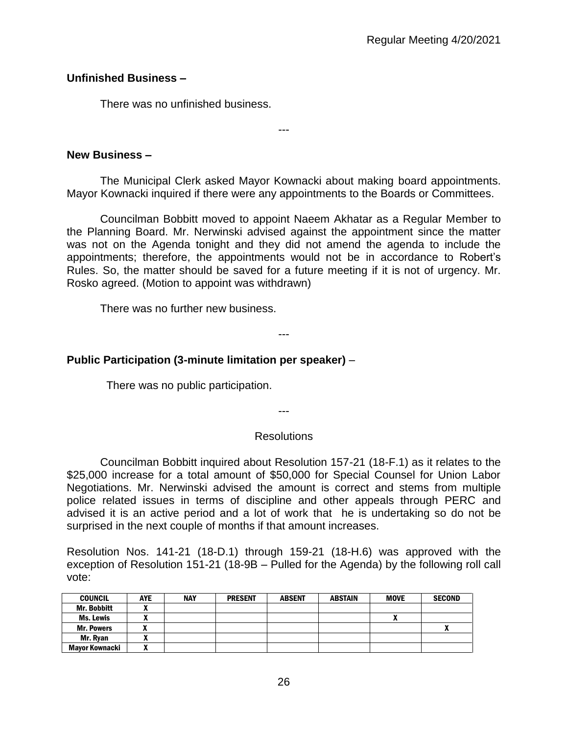**Unfinished Business –**

There was no unfinished business.

---

**New Business –**

The Municipal Clerk asked Mayor Kownacki about making board appointments. Mayor Kownacki inquired if there were any appointments to the Boards or Committees.

Councilman Bobbitt moved to appoint Naeem Akhatar as a Regular Member to the Planning Board. Mr. Nerwinski advised against the appointment since the matter was not on the Agenda tonight and they did not amend the agenda to include the appointments; therefore, the appointments would not be in accordance to Robert's Rules. So, the matter should be saved for a future meeting if it is not of urgency. Mr. Rosko agreed. (Motion to appoint was withdrawn)

There was no further new business.

---

**Public Participation (3-minute limitation per speaker)** –

There was no public participation.

---

Resolutions

Councilman Bobbitt inquired about Resolution 157-21 (18-F.1) as it relates to the $25,000 increase for a total amount of $50,000 for Special Counsel for Union Labor Negotiations. Mr. Nerwinski advised the amount is correct and stems from multiple police related issues in terms of discipline and other appeals through PERC and advised it is an active period and a lot of work that he is undertaking so do not be surprised in the next couple of months if that amount increases.

Resolution Nos. 141-21 (18-D.1) through 159-21 (18-H.6) was approved with the exception of Resolution 151-21 (18-9B – Pulled for the Agenda) by the following roll call vote:

| COUNCIL | AYE | NAY | PRESENT | ABSENT | ABSTAIN | MOVE | SECOND |
|---|---|---|---|---|---|---|---|
| Mr. Bobbitt | X | | | | | | |
| Ms. Lewis | X | | | | | X | |
| Mr. Powers | X | | | | | | X |
| Mr. Ryan | X | | | | | | |
| Mayor Kownacki | X | | | | | | |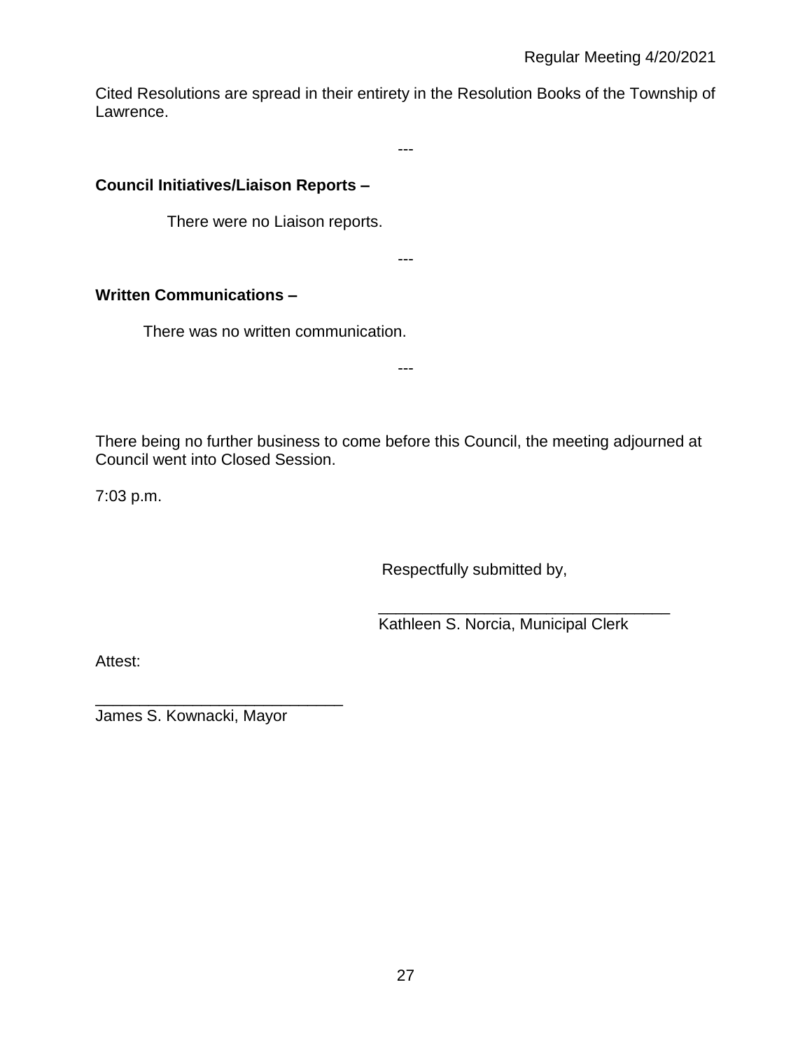Cited Resolutions are spread in their entirety in the Resolution Books of the Township of Lawrence.

---

**Council Initiatives/Liaison Reports –**

There were no Liaison reports.

---

**Written Communications –**

There was no written communication.

---

There being no further business to come before this Council, the meeting adjourned at Council went into Closed Session.

7:03 p.m.

Respectfully submitted by,

\_\_\_\_\_\_\_\_\_\_\_\_\_\_\_\_\_\_\_\_\_\_\_\_\_\_\_\_\_\_\_\_\_\_
Kathleen S. Norcia, Municipal Clerk

Attest:

\_\_\_\_\_\_\_\_\_\_\_\_\_\_\_\_\_\_\_\_\_\_\_\_\_\_\_\_
James S. Kownacki, Mayor